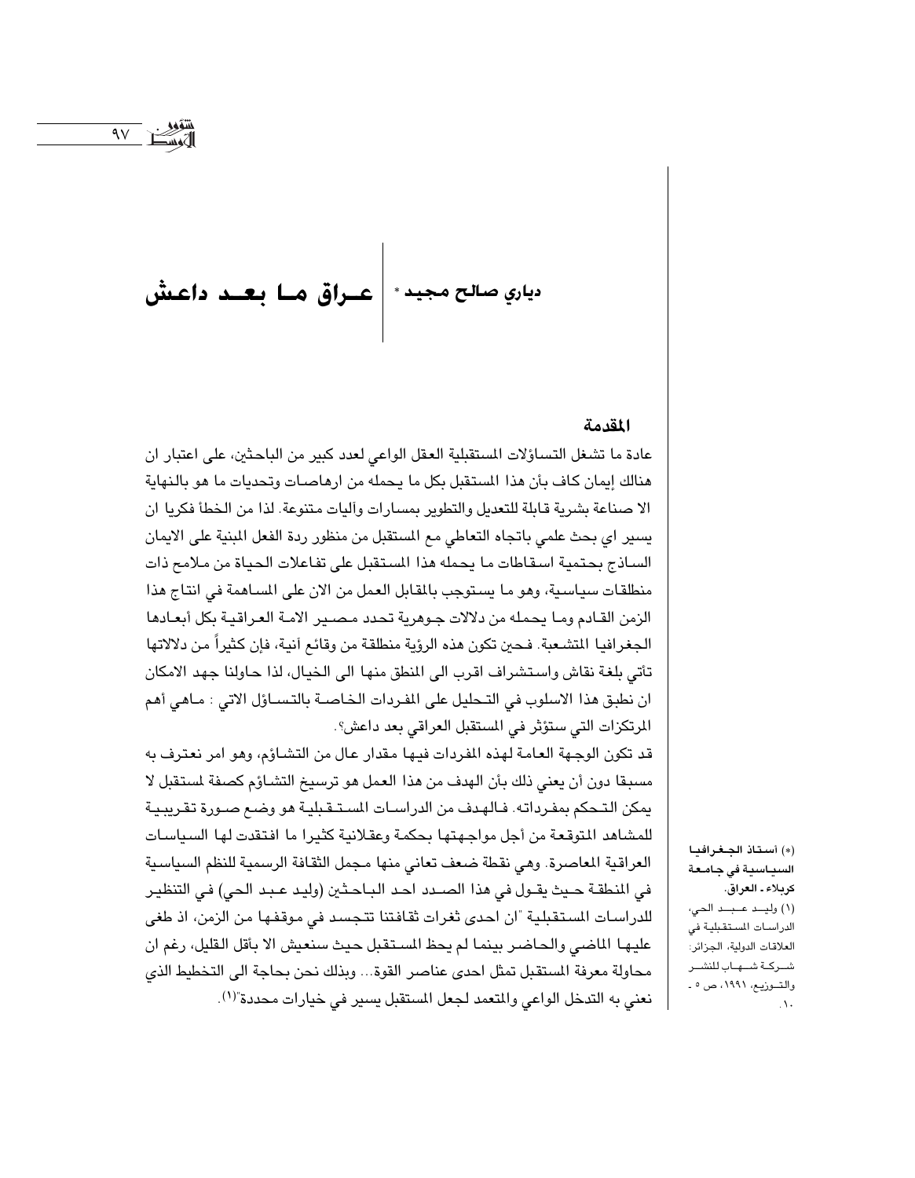# عـراق مـا بعـد داعش

**دياري صالح مجيد** *

## المقدمة

عادة ما تشغل التساؤلات المستقبلية العقل الواعي لعدد كبير من الباحثين، على اعتبار ان هنالك إيمان كاف بأن هذا المستقبل بكل ما يحمله من ارهاصات وتحديات ما هو بالنهاية الا صناعة بشرية قابلة للتعديل والتطوير بمسارات وآليات متنوعة. لذا من الخطأ فكريا ان يسير اي بحث علمي باتجاه التعاطي مع المستقبل من منظور ردة الفعل المبنية على الايمان الساذج بحتمية اسقاطات ما يحمله هذا المستقبل على تفاعلات الحياة من ملامح ذات منطلقات سياسية، وهو ما يستوجب بالمقابل العمل من الان على المساهمة في انتاج هذا الزمن القادم وما يحمله من دلالات جوهرية تحدد مصير الامة العراقية بكل أبعادها الجغرافيا المتشعبة. فحين تكون هذه الرؤية منطلقة من وقائع آنية، فإن كثيراً من دلالاتها تأتي بلغة نقاش واستشراف اقرب الى المنطق منها الى الخيال، لذا حاولنا جهد الامكان ان نطبق هذا الاسلوب في التحليل على المفردات الخاصة بالتساؤل الاتي : ماهي أهم المرتكزات التي ستؤثر في المستقبل العراقي بعد داعش؟.

قد تكون الوجهة العامة لهذه المفردات فيها مقدار عال من التشاؤم، وهو امر نعترف به مسبقا دون أن يعني ذلك بأن الهدف من هذا العمل هو ترسيخ التشاؤم كصفة لمستقبل لا يمكن التحكم بمفرداته. فالهدف من الدراسات المستقبلية هو وضع صورة تقريبية للمشاهد المتوقعة من أجل مواجهتها بحكمة وعقلانية كثيرا ما افتقدت لها السياسات العراقية المعاصرة. وهي نقطة ضعف تعاني منها مجمل الثقافة الرسمية للنظم السياسية في المنطقة حيث يقول في هذا الصدد احد الباحثين (وليد عبد الحي) في التنظير للدراسات المستقبلية "ان احدى ثغرات ثقافتنا تتجسد في موقفها من الزمن، اذ طغى عليها الماضي والحاضر بينما لم يحظ المستقبل حيث سنعيش الا بأقل القليل، رغم ان محاولة معرفة المستقبل تمثل احدى عناصر القوة... وبذلك نحن بحاجة الى التخطيط الذي نعني به التدخل الواعي والمتعمد لجعل المستقبل يسير في خيارات محددة"[1].

---

(*) أستاذ الجغرافيا السياسية في جامعة كربلاء ـ العراق.

(1) وليد عبد الحي، الدراسات المستقبلية في العلاقات الدولية، الجزائر: شركة شهاب للنشر والتوزيع، ١٩٩١، ص ٥ ـ ١٠.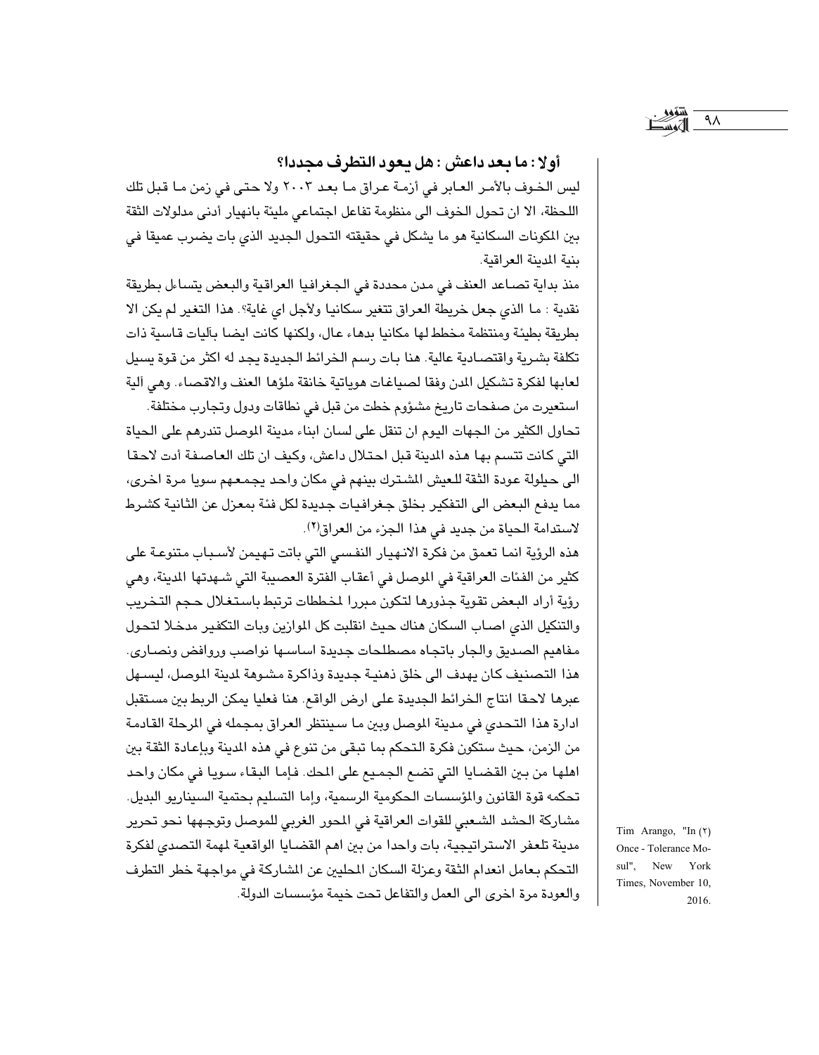### أولا : ما بعد داعش : هل يعود التطرف مجددا؟

ليس الخوف بالأمر العابر في أزمة عراق ما بعد ٢٠٠٣ ولا حتى في زمن ما قبل تلك اللحظة، الا ان تحول الخوف الى منظومة تفاعل اجتماعي مليئة بانهيار أدنى مدلولات الثقة بين المكونات السكانية هو ما يشكل في حقيقته التحول الجديد الذي بات يضرب عميقا في بنية المدينة العراقية.

منذ بداية تصاعد العنف في مدن محددة في الجغرافيا العراقية والبعض يتساءل بطريقة نقدية : ما الذي جعل خريطة العراق تتغير سكانيا ولأجل اي غاية؟. هذا التغير لم يكن الا بطريقة بطيئة ومنتظمة مخطط لها مكانيا بدهاء عال، ولكنها كانت ايضا بآليات قاسية ذات تكلفة بشرية واقتصادية عالية. هنا بات رسم الخرائط الجديدة يجد له اكثر من قوة يسيل لعابها لفكرة تشكيل المدن وفقا لصياغات هوياتية خانقة ملؤها العنف والاقصاء. وهي آلية استعيرت من صفحات تاريخ مشؤوم خطت من قبل في نطاقات ودول وتجارب مختلفة.

تحاول الكثير من الجهات اليوم ان تنقل على لسان ابناء مدينة الموصل تندرهم على الحياة التي كانت تتسم بها هذه المدينة قبل احتلال داعش، وكيف ان تلك العاصفة أدت لاحقا الى حيلولة عودة الثقة للعيش المشترك بينهم في مكان واحد يجمعهم سويا مرة اخرى، مما يدفع البعض الى التفكير بخلق جغرافيات جديدة لكل فئة بمعزل عن الثانية كشرط لاستدامة الحياة من جديد في هذا الجزء من العراق(٢).

هذه الرؤية انما تعمق من فكرة الانهيار النفسي التي باتت تهيمن لأسباب متنوعة على كثير من الفئات العراقية في الموصل في أعقاب الفترة العصيبة التي شهدتها المدينة، وهي رؤية أراد البعض تقوية جذورها لتكون مبررا لمخططات ترتبط باستغلال حجم التخريب والتنكيل الذي اصاب السكان هناك حيث انقلبت كل الموازين وبات التكفير مدخلا لتحول مفاهيم الصديق والجار باتجاه مصطلحات جديدة اساسها نواصب وروافض ونصارى. هذا التصنيف كان يهدف الى خلق ذهنية جديدة وذاكرة مشوهة لمدينة الموصل، ليسهل عبرها لاحقا انتاج الخرائط الجديدة على ارض الواقع. هنا فعليا يمكن الربط بين مستقبل ادارة هذا التحدي في مدينة الموصل وبين ما سينتظر العراق بمجمله في المرحلة القادمة من الزمن، حيث ستكون فكرة التحكم بما تبقى من تنوع في هذه المدينة وبإعادة الثقة بين اهلها من بين القضايا التي تضع الجميع على المحك. فإما البقاء سويا في مكان واحد تحكمه قوة القانون والمؤسسات الحكومية الرسمية، وإما التسليم بحتمية السيناريو البديل.

مشاركة الحشد الشعبي للقوات العراقية في المحور الغربي للموصل وتوجهها نحو تحرير مدينة تلعفر الاستراتيجية، بات واحدا من بين اهم القضايا الواقعية لمهمة التصدي لفكرة التحكم بعامل انعدام الثقة وعزلة السكان المحليين عن المشاركة في مواجهة خطر التطرف والعودة مرة اخرى الى العمل والتفاعل تحت خيمة مؤسسات الدولة.

(٢) Tim Arango, "In Once - Tolerance Mosul", New York Times, November 10, 2016.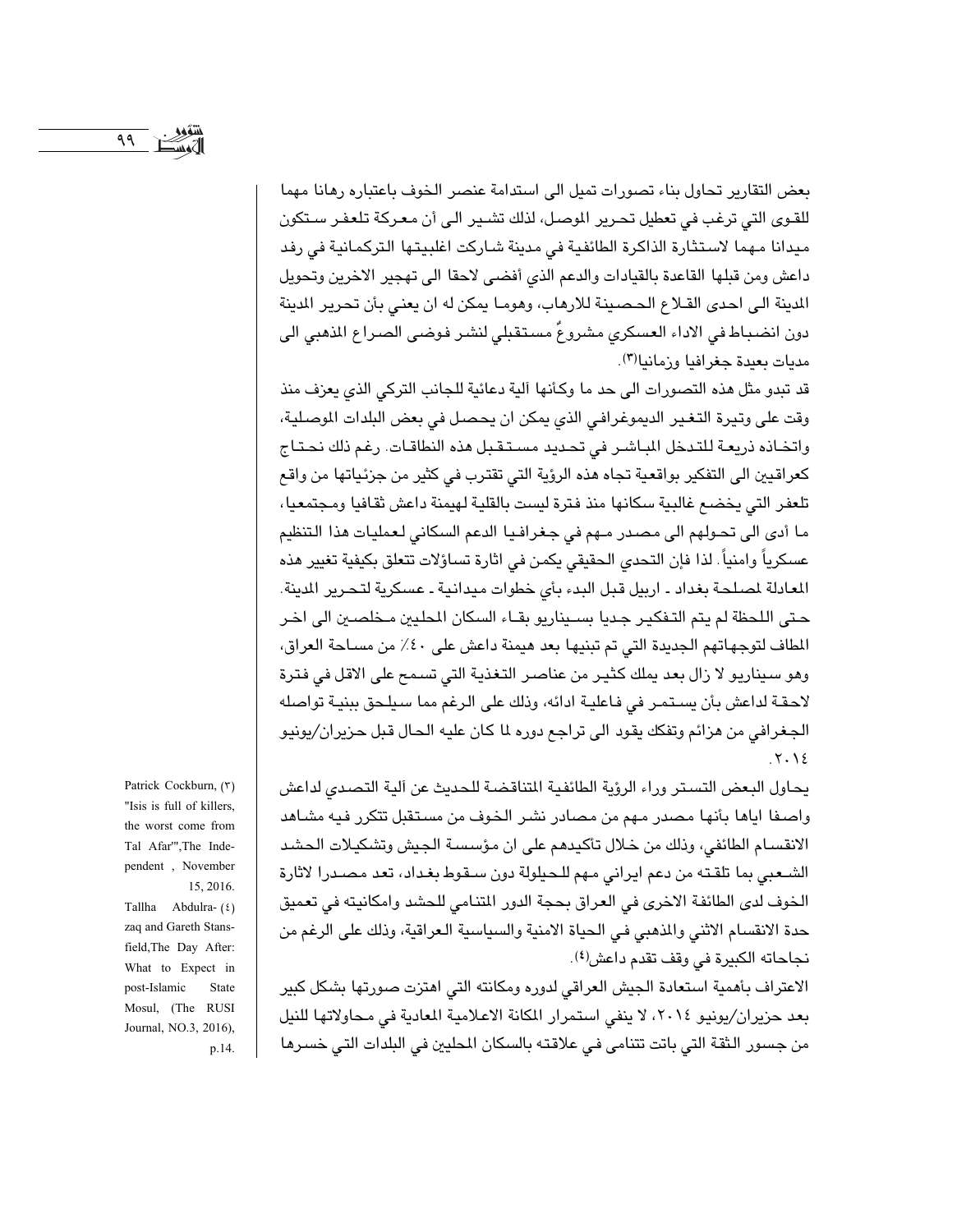بعض التقارير تحاول بناء تصورات تميل الى استدامة عنصر الخوف باعتباره رهانا مهما للقوى التي ترغب في تعطيل تحرير الموصل، لذلك تشير الى أن معركة تلعفر ستكون ميدانا مهما لاستثارة الذاكرة الطائفية في مدينة شاركت اغلبيتها التركمانية في رفد داعش ومن قبلها القاعدة بالقيادات والدعم الذي أفضى لاحقا الى تهجير الاخرين وتحويل المدينة الى احدى القلاع الحصينة للارهاب، وهوما يمكن له ان يعني بأن تحرير المدينة دون انضباط في الاداء العسكري مشروعٌ مستقبلي لنشر فوضى الصراع المذهبي الى مديات بعيدة جغرافيا وزمانيا[3].

قد تبدو مثل هذه التصورات الى حد ما وكأنها آلية دعائية للجانب التركي الذي يعزف منذ وقت على وتيرة التغير الديموغرافي الذي يمكن ان يحصل في بعض البلدات الموصلية، واتخاذه ذريعة للتدخل المباشر في تحديد مستقبل هذه النطاقات. رغم ذلك نحتاج كعراقيين الى التفكير بواقعية تجاه هذه الرؤية التي تقترب في كثير من جزئياتها من واقع تلعفر التي يخضع غالبية سكانها منذ فترة ليست بالقلية لهيمنة داعش ثقافيا ومجتمعيا، ما أدى الى تحولهم الى مصدر مهم في جغرافيا الدعم السكاني لعمليات هذا التنظيم عسكرياً وامنياً. لذا فإن التحدي الحقيقي يكمن في اثارة تساؤلات تتعلق بكيفية تغيير هذه المعادلة لمصلحة بغداد ـ اربيل قبل البدء بأي خطوات ميدانية ـ عسكرية لتحرير المدينة. حتى اللحظة لم يتم التفكير جديا بسيناريو بقاء السكان المحليين مخلصين الى اخر المطاف لتوجهاتهم الجديدة التي تم تبنيها بعد هيمنة داعش على ٤٠٪ من مساحة العراق، وهو سيناريو لا زال بعد يملك كثير من عناصر التغذية التي تسمح على الاقل في فترة لاحقة لداعش بأن يستمر في فاعلية ادائه، وذلك على الرغم مما سيلحق ببنية تواصله الجغرافي من هزائم وتفكك يقود الى تراجع دوره لما كان عليه الحال قبل حزيران/يونيو ٢٠١٤.

يحاول البعض التستر وراء الرؤية الطائفية المتناقضة للحديث عن آلية التصدي لداعش واصفا اياها بأنها مصدر مهم من مصادر نشر الخوف من مستقبل تتكرر فيه مشاهد الانقسام الطائفي، وذلك من خلال تأكيدهم على ان مؤسسة الجيش وتشكيلات الحشد الشعبي بما تلقته من دعم ايراني مهم للحيلولة دون سقوط بغداد، تعد مصدرا لاثارة الخوف لدى الطائفة الاخرى في العراق بحجة الدور المتنامي للحشد وامكانيته في تعميق حدة الانقسام الاثني والمذهبي في الحياة الامنية والسياسية العراقية، وذلك على الرغم من نجاحاته الكبيرة في وقف تقدم داعش[4].

الاعتراف بأهمية استعادة الجيش العراقي لدوره ومكانته التي اهتزت صورتها بشكل كبير بعد حزيران/يونيو ٢٠١٤، لا ينفي استمرار المكانة الاعلامية المعادية في محاولاتها للنيل من جسور الثقة التي باتت تتنامى في علاقته بالسكان المحليين في البلدات التي خسرها

---

(٣) Patrick Cockburn, "Isis is full of killers, the worst come from Tal Afar",The Independent , November 15, 2016.

(٤) Tallha Abdulrazaq and Gareth Stansfield,The Day After: What to Expect in post-Islamic State Mosul, (The RUSI Journal, NO.3, 2016), p.14.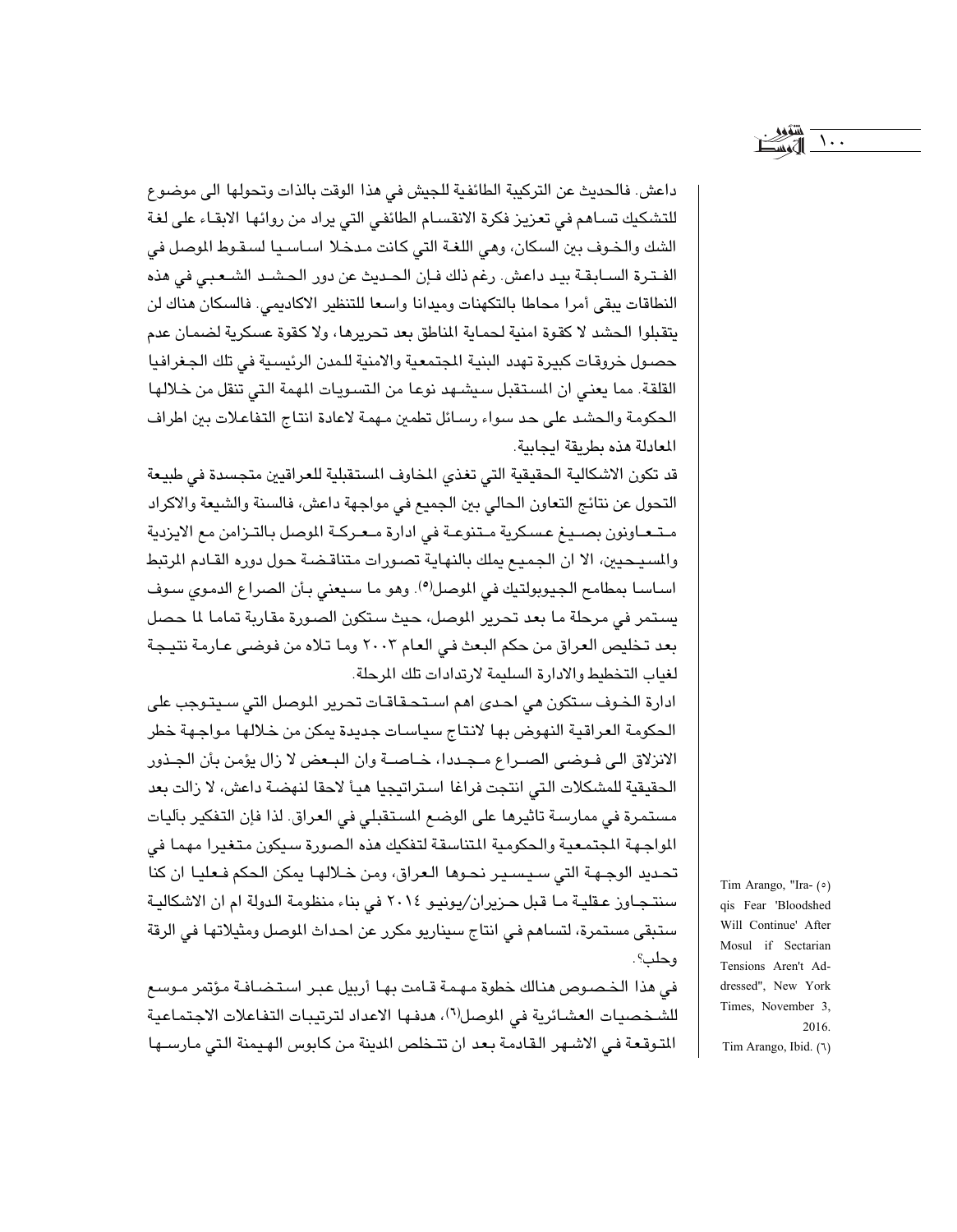داعش. فالحديث عن التركيبة الطائفية للجيش في هذا الوقت بالذات وتحولها الى موضوع للتشكيك تساهم في تعزيز فكرة الانقسام الطائفي التي يراد من روائها الابقاء على لغة الشك والخوف بين السكان، وهي اللغة التي كانت مدخلا اساسيا لسقوط الموصل في الفترة السابقة بيد داعش. رغم ذلك فإن الحديث عن دور الحشد الشعبي في هذه النطاقات يبقى أمرا محاطا بالتكهنات وميدانا واسعا للتنظير الاكاديمي. فالسكان هناك لن يتقبلوا الحشد لا كقوة امنية لحماية المناطق بعد تحريرها، ولا كقوة عسكرية لضمان عدم حصول خروقات كبيرة تهدد البنية المجتمعية والامنية للمدن الرئيسية في تلك الجغرافيا القلقة. مما يعني ان المستقبل سيشهد نوعا من التسويات المهمة التي تنقل من خلالها الحكومة والحشد على حد سواء رسائل تطمين مهمة لاعادة انتاج التفاعلات بين اطراف المعادلة هذه بطريقة ايجابية.

قد تكون الاشكالية الحقيقية التي تغذي المخاوف المستقبلية للعراقيين متجسدة في طبيعة التحول عن نتائج التعاون الحالي بين الجميع في مواجهة داعش، فالسنة والشيعة والاكراد متعاونون بصيغ عسكرية متنوعة في ادارة معركة الموصل بالتزامن مع الايزدية والمسيحيين، الا ان الجميع يملك بالنهاية تصورات متناقضة حول دوره القادم المرتبط اساسا بمطامح الجيوبولتيك في الموصل[٥]. وهو ما سيعني بأن الصراع الدموي سوف يستمر في مرحلة ما بعد تحرير الموصل، حيث ستكون الصورة مقاربة تماما لما حصل بعد تخليص العراق من حكم البعث في العام ٢٠٠٣ وما تلاه من فوضى عارمة نتيجة لغياب التخطيط والادارة السليمة لارتدادات تلك المرحلة.

ادارة الخوف ستكون هي احدى اهم استحقاقات تحرير الموصل التي سيتوجب على الحكومة العراقية النهوض بها لانتاج سياسات جديدة يمكن من خلالها مواجهة خطر الانزلاق الى فوضى الصراع مجددا، خاصة وان البعض لا زال يؤمن بأن الجذور الحقيقية للمشكلات التي انتجت فراغا استراتيجيا هيأ لاحقا لنهضة داعش، لا زالت بعد مستمرة في ممارسة تاثيرها على الوضع المستقبلي في العراق. لذا فإن التفكير بآليات المواجهة المجتمعية والحكومية المتناسقة لتفكيك هذه الصورة سيكون متغيرا مهما في تحديد الوجهة التي سيسير نحوها العراق، ومن خلالها يمكن الحكم فعليا ان كنا سنتجاوز عقلية ما قبل حزيران/يونيو ٢٠١٤ في بناء منظومة الدولة ام ان الاشكالية ستبقى مستمرة، لتساهم في انتاج سيناريو مكرر عن احداث الموصل ومثيلاتها في الرقة وحلب؟.

في هذا الخصوص هنالك خطوة مهمة قامت بها أربيل عبر استضافة مؤتمر موسع للشخصيات العشائرية في الموصل[٦]، هدفها الاعداد لترتيبات التفاعلات الاجتماعية المتوقعة في الاشهر القادمة بعد ان تتخلص المدينة من كابوس الهيمنة التي مارسها

---

(٥) Tim Arango, "Iraqis Fear 'Bloodshed Will Continue' After Mosul if Sectarian Tensions Aren't Addressed", New York Times, November 3, 2016.

(٦) Tim Arango, Ibid.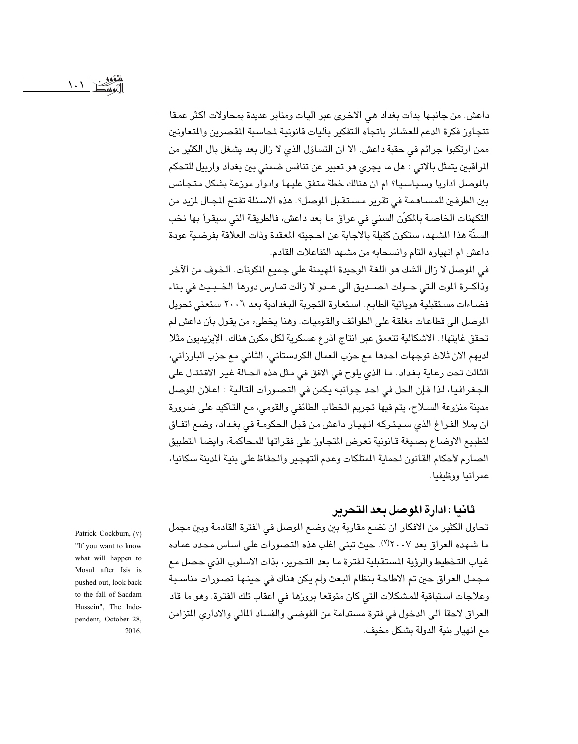داعش. من جانبها بدأت بغداد هي الاخرى عبر آليات ومنابر عديدة بمحاولات اكثر عمقا تتجاوز فكرة الدعم للعشائر باتجاه التفكير بآليات قانونية لمحاسبة المقصرين والمتعاونين ممن ارتكبوا جرائم في حقبة داعش. الا ان التساؤل الذي لا زال بعد يشغل بال الكثير من المراقبين يتمثل بالاتي : هل ما يجري هو تعبير عن تنافس ضمني بين بغداد واربيل للتحكم بالموصل اداريا وسياسيا؟ ام ان هنالك خطة متفق عليها وادوار موزعة بشكل متجانس بين الطرفين للمساهمة في تقرير مستقبل الموصل؟. هذه الاسئلة تفتح المجال لمزيد من التكهنات الخاصة بالمكوّن السني في عراق ما بعد داعش، فالطريقة التي سيقرأ بها نخب السنّة هذا المشهد، ستكون كفيلة بالاجابة عن احجيته المعقدة وذات العلاقة بفرضية عودة داعش ام انهياره التام وانسحابه من مشهد التفاعلات القادم.

في الموصل لا زال الشك هو اللغة الوحيدة المهيمنة على جميع المكونات. الخوف من الآخر وذاكرة الموت التي حولت الصديق الى عدو لا زالت تمارس دورها الخبيث في بناء فضاءات مستقبلية هوياتية الطابع. استعارة التجربة البغدادية بعد ٢٠٠٦ ستعني تحويل الموصل الى قطاعات مغلقة على الطوائف والقوميات. وهنا يخطىء من يقول بأن داعش لم تحقق غايتها!. الاشكالية تتعمق عبر انتاج اذرع عسكرية لكل مكون هناك. الإيزيديون مثلا لديهم الان ثلاث توجهات احدها مع حزب العمال الكردستاني، الثاني مع حزب البارزاني، الثالث تحت رعاية بغداد. ما الذي يلوح في الافق في مثل هذه الحالة غير الاقتتال على الجغرافيا، لذا فإن الحل في احد جوانبه يكمن في التصورات التالية : اعلان الموصل مدينة منزوعة السلاح، يتم فيها تجريم الخطاب الطائفي والقومي، مع التأكيد على ضرورة ان يملأ الفراغ الذي سيتركه انهيار داعش من قبل الحكومة في بغداد، وضع اتفاق لتطبيع الاوضاع بصيغة قانونية تعرض المتجاوز على فقراتها للمحاكمة، وايضا التطبيق الصارم لأحكام القانون لحماية الممتلكات وعدم التهجير والحفاظ على بنية المدينة سكانيا، عمرانيا ووظيفيا.

## ثانيا : ادارة الموصل بعد التحرير

تحاول الكثير من الافكار ان تضع مقاربة بين وضع الموصل في الفترة القادمة وبين مجمل ما شهده العراق بعد ٢٠٠٧[٧]. حيث تبنى اغلب هذه التصورات على اساس محدد عماده غياب التخطيط والرؤية المستقبلية لفترة ما بعد التحرير، بذات الاسلوب الذي حصل مع مجمل العراق حين تم الاطاحة بنظام البعث ولم يكن هناك في حينها تصورات مناسبة وعلاجات استباقية للمشكلات التي كان متوقعا بروزها في اعقاب تلك الفترة. وهو ما قاد العراق لاحقا الى الدخول في فترة مستدامة من الفوضى والفساد المالي والاداري المتزامن مع انهيار بنية الدولة بشكل مخيف.

(٧) Patrick Cockburn, "If you want to know what will happen to Mosul after Isis is pushed out, look back to the fall of Saddam Hussein", The Independent, October 28, 2016.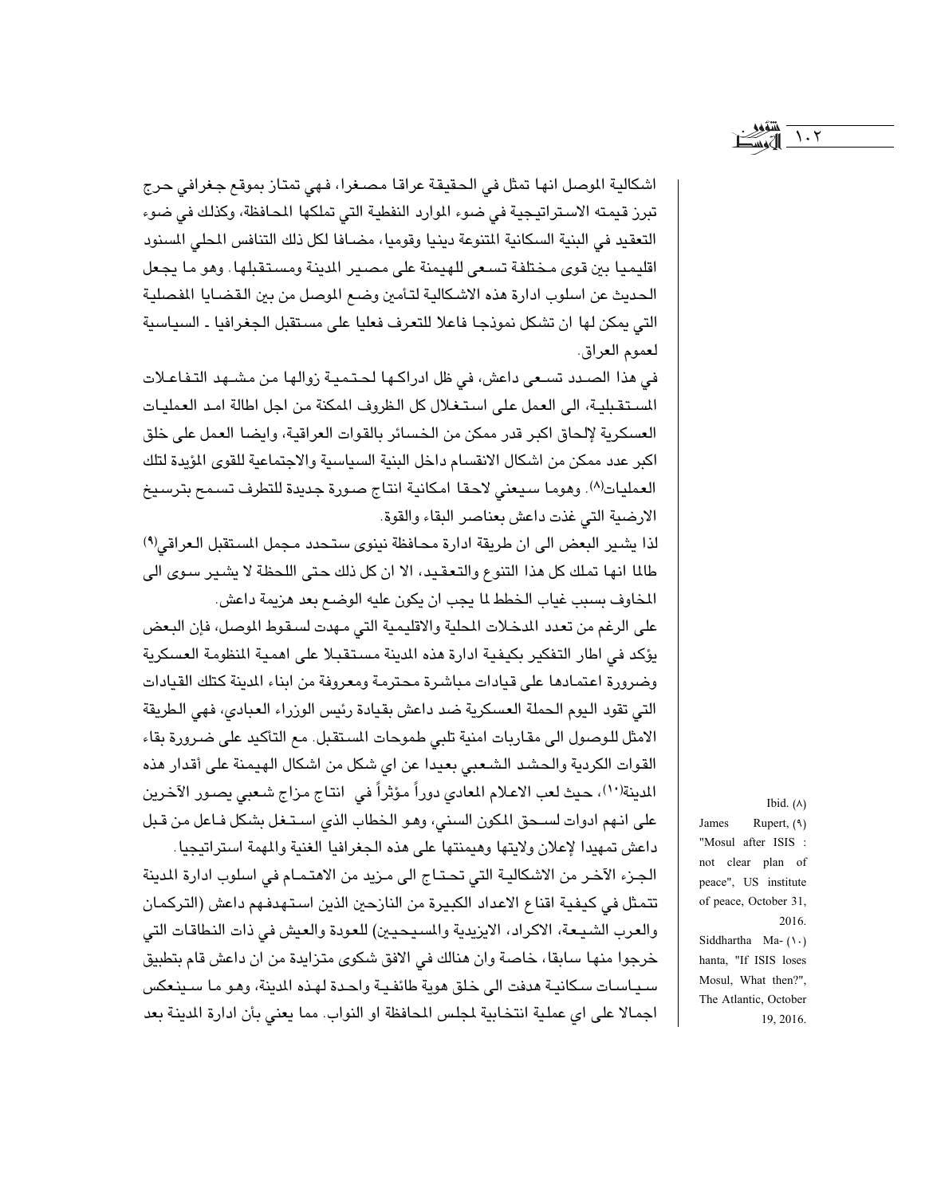اشكالية الموصل انها تمثل في الحقيقة عراقا مصغرا، فهي تمتاز بموقع جغرافي حرج تبرز قيمته الاستراتيجية في ضوء الموارد النفطية التي تملكها المحافظة، وكذلك في ضوء التعقيد في البنية السكانية المتنوعة دينيا وقوميا، مضافا لكل ذلك التنافس المحلي المسنود اقليميا بين قوى مختلفة تسعى للهيمنة على مصير المدينة ومستقبلها. وهو ما يجعل الحديث عن اسلوب ادارة هذه الاشكالية لتأمين وضع الموصل من بين القضايا المفصلية التي يمكن لها ان تشكل نموذجا فاعلا للتعرف فعليا على مستقبل الجغرافيا - السياسية لعموم العراق.

في هذا الصدد تسعى داعش، في ظل ادراكها لحتمية زوالها من مشهد التفاعلات المستقبلية، الى العمل على استغلال كل الظروف المكنة من اجل اطالة امد العمليات العسكرية لإلحاق اكبر قدر ممكن من الخسائر بالقوات العراقية، وايضا العمل على خلق اكبر عدد ممكن من اشكال الانقسام داخل البنية السياسية والاجتماعية للقوى المؤيدة لتلك العمليات[8]. وهوما سيعني لاحقا امكانية انتاج صورة جديدة للتطرف تسمح بترسيخ الارضية التي غذت داعش بعناصر البقاء والقوة.

لذا يشير البعض الى ان طريقة ادارة محافظة نينوى ستحدد مجمل المستقبل العراقي[9] طالما انها تملك كل هذا التنوع والتعقيد، الا ان كل ذلك حتى اللحظة لا يشير سوى الى المخاوف بسبب غياب الخطط لما يجب ان يكون عليه الوضع بعد هزيمة داعش.

على الرغم من تعدد المدخلات المحلية والاقليمية التي مهدت لسقوط الموصل، فإن البعض يؤكد في اطار التفكير بكيفية ادارة هذه المدينة مستقبلا على اهمية المنظومة العسكرية وضرورة اعتمادها على قيادات مباشرة محترمة ومعروفة من ابناء المدينة كتلك القيادات التي تقود اليوم الحملة العسكرية ضد داعش بقيادة رئيس الوزراء العبادي، فهي الطريقة الامثل للوصول الى مقاربات امنية تلبي طموحات المستقبل. مع التأكيد على ضرورة بقاء القوات الكردية والحشد الشعبي بعيدا عن اي شكل من اشكال الهيمنة على أقدار هذه المدينة[10]، حيث لعب الاعلام المعادي دوراً مؤثراً في انتاج مزاج شعبي يصور الآخرين على انهم ادوات لسحق المكون السني، وهو الخطاب الذي استغل بشكل فاعل من قبل داعش تمهيدا لإعلان ولايتها وهيمنتها على هذه الجغرافيا الغنية والمهمة استراتيجيا.

الجزء الآخر من الاشكالية التي تحتاج الى مزيد من الاهتمام في اسلوب ادارة المدينة تتمثل في كيفية اقناع الاعداد الكبيرة من النازحين الذين استهدفهم داعش (التركمان والعرب الشيعة، الاكراد، الايزيدية والمسيحيين) للعودة والعيش في ذات النطاقات التي خرجوا منها سابقا، خاصة وان هنالك في الافق شكوى متزايدة من ان داعش قام بتطبيق سياسات سكانية هدفت الى خلق هوية طائفية واحدة لهذه المدينة، وهو ما سينعكس اجمالا على اي عملية انتخابية لمجلس المحافظة او النواب. مما يعني بأن ادارة المدينة بعد

---

(8) Ibid.

(9) James Rupert, "Mosul after ISIS : not clear plan of peace", US institute of peace, October 31, 2016.

(10) Siddhartha Mahanta, "If ISIS loses Mosul, What then?", The Atlantic, October 19, 2016.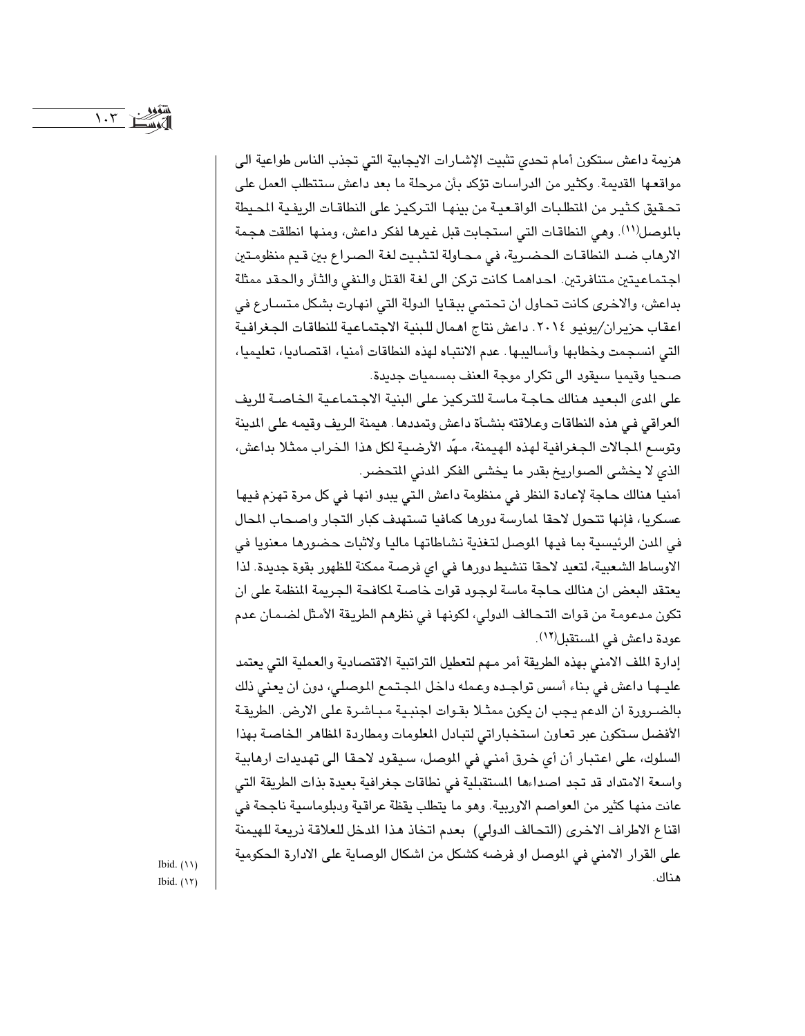هزيمة داعش ستكون أمام تحدي تثبيت الإشارات الايجابية التي تجذب الناس طواعية الى مواقعها القديمة. وكثير من الدراسات تؤكد بأن مرحلة ما بعد داعش ستتطلب العمل على تحقيق كثير من المتطلبات الواقعية من بينها التركيز على النطاقات الريفية المحيطة بالموصل[11]. وهي النطاقات التي استجابت قبل غيرها لفكر داعش، ومنها انطلقت هجمة الارهاب ضد النطاقات الحضرية، في محاولة لتثبيت لغة الصراع بين قيم منظومتين اجتماعيتين متنافرتين. احداهما كانت تركن الى لغة القتل والنفي والثأر والحقد ممثلة بداعش، والاخرى كانت تحاول ان تحتمي ببقايا الدولة التي انهارت بشكل متسارع في اعقاب حزيران/يونيو ٢٠١٤. داعش نتاج اهمال للبنية الاجتماعية للنطاقات الجغرافية التي انسجمت وخطابها وأساليبها. عدم الانتباه لهذه النطاقات أمنيا، اقتصاديا، تعليميا، صحيا وقيميا سيقود الى تكرار موجة العنف بمسميات جديدة.

على المدى البعيد هنالك حاجة ماسة للتركيز على البنية الاجتماعية الخاصة للريف العراقي في هذه النطاقات وعلاقته بنشأة داعش وتمددها. هيمنة الريف وقيمه على المدينة وتوسع المجالات الجغرافية لهذه الهيمنة، مهّد الأرضية لكل هذا الخراب ممثلا بداعش، الذي لا يخشى الصواريخ بقدر ما يخشى الفكر المدني المتحضر.

أمنيا هنالك حاجة لإعادة النظر في منظومة داعش التي يبدو انها في كل مرة تهزم فيها عسكريا، فإنها تتحول لاحقا لممارسة دورها كمافيا تستهدف كبار التجار واصحاب المحال في المدن الرئيسية بما فيها الموصل لتغذية نشاطاتها ماليا ولاثبات حضورها معنويا في الاوساط الشعبية، لتعيد لاحقا تنشيط دورها في اي فرصة ممكنة للظهور بقوة جديدة. لذا يعتقد البعض ان هنالك حاجة ماسة لوجود قوات خاصة لمكافحة الجريمة المنظمة على ان تكون مدعومة من قوات التحالف الدولي، لكونها في نظرهم الطريقة الأمثل لضمان عدم عودة داعش في المستقبل[12].

إدارة الملف الامني بهذه الطريقة أمر مهم لتعطيل التراتبية الاقتصادية والعملية التي يعتمد عليها داعش في بناء أسس تواجده وعمله داخل المجتمع الموصلي، دون ان يعني ذلك بالضرورة ان الدعم يجب ان يكون ممثلا بقوات اجنبية مباشرة على الارض. الطريقة الأفضل ستكون عبر تعاون استخباراتي لتبادل المعلومات ومطاردة المظاهر الخاصة بهذا السلوك، على اعتبار أن أي خرق أمني في الموصل، سيقود لاحقا الى تهديدات ارهابية واسعة الامتداد قد تجد اصداءها المستقبلية في نطاقات جغرافية بعيدة بذات الطريقة التي عانت منها كثير من العواصم الاوربية. وهو ما يتطلب يقظة عراقية ودبلوماسية ناجحة في اقناع الاطراف الاخرى (التحالف الدولي) بعدم اتخاذ هذا المدخل للعلاقة ذريعة للهيمنة على القرار الامني في الموصل او فرضه كشكل من اشكال الوصاية على الادارة الحكومية هناك.

(11) Ibid.

(12) Ibid.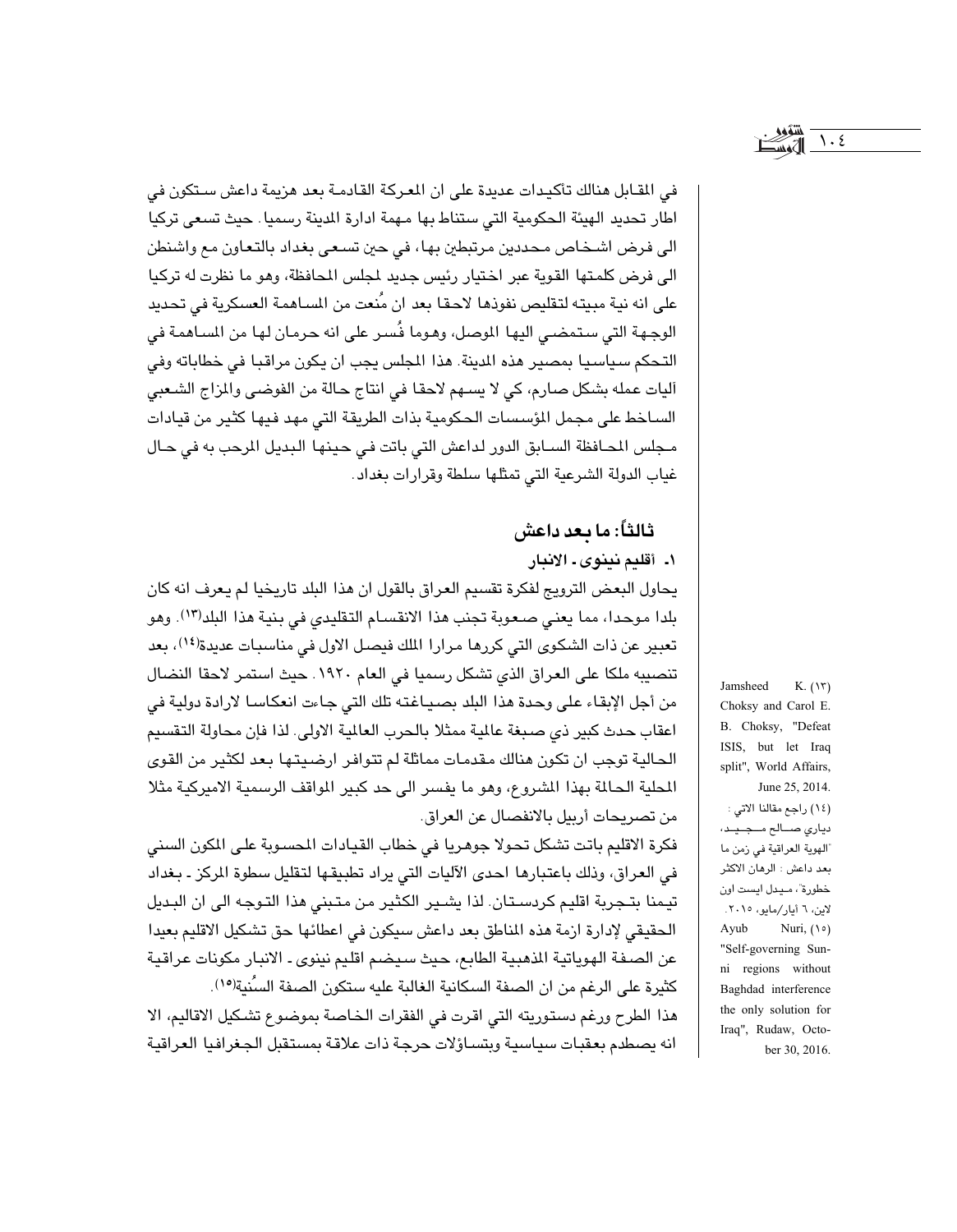في المقابل هنالك تأكيدات عديدة على ان المعركة القادمة بعد هزيمة داعش ستكون في اطار تحديد الهيئة الحكومية التي ستناط بها مهمة ادارة المدينة رسميا. حيث تسعى تركيا الى فرض اشخاص محددين مرتبطين بها، في حين تسعى بغداد بالتعاون مع واشنطن الى فرض كلمتها القوية عبر اختيار رئيس جديد لمجلس المحافظة، وهو ما نظرت له تركيا على انه نية مبيته لتقليص نفوذها لاحقا بعد ان مُنعت من المساهمة العسكرية في تحديد الوجهة التي ستمضي اليها الموصل، وهوما فُسر على انه حرمان لها من المساهمة في التحكم سياسيا بمصير هذه المدينة. هذا المجلس يجب ان يكون مراقبا في خطاباته وفي آليات عمله بشكل صارم، كي لا يسهم لاحقا في انتاج حالة من الفوضى والمزاج الشعبي الساخط على مجمل المؤسسات الحكومية بذات الطريقة التي مهد فيها كثير من قيادات مجلس المحافظة السابق الدور لداعش التي باتت في حينها البديل المرحب به في حال غياب الدولة الشرعية التي تمثلها سلطة وقرارات بغداد.

## ثالثاً: ما بعد داعش

### ١. أقليم نينوى - الانبار

يحاول البعض الترويج لفكرة تقسيم العراق بالقول ان هذا البلد تاريخيا لم يعرف انه كان بلدا موحدا، مما يعني صعوبة تجنب هذا الانقسام التقليدي في بنية هذا البلد[١٣]. وهو تعبير عن ذات الشكوى التي كررها مرارا الملك فيصل الاول في مناسبات عديدة[١٤]، بعد تنصيبه ملكا على العراق الذي تشكل رسميا في العام ١٩٢٠. حيث استمر لاحقا النضال من أجل الإبقاء على وحدة هذا البلد بصياغته تلك التي جاءت انعكاسا لارادة دولية في اعقاب حدث كبير ذي صبغة عالمية ممثلا بالحرب العالمية الاولى. لذا فإن محاولة التقسيم الحالية توجب ان تكون هنالك مقدمات مماثلة لم تتوافر ارضيتها بعد لكثير من القوى المحلية الحالمة بهذا المشروع، وهو ما يفسر الى حد كبير المواقف الرسمية الاميركية مثلا من تصريحات أربيل بالانفصال عن العراق.

فكرة الاقليم باتت تشكل تحولا جوهريا في خطاب القيادات المحسوبة على المكون السني في العراق، وذلك باعتبارها احدى الآليات التي يراد تطبيقها لتقليل سطوة المركز - بغداد تيمنا بتجربة اقليم كردستان. لذا يشير الكثير من متبني هذا التوجه الى ان البديل الحقيقي لإدارة ازمة هذه المناطق بعد داعش سيكون في اعطائها حق تشكيل الاقليم بعيدا عن الصفة الهوياتية المذهبية الطابع، حيث سيضم اقليم نينوى - الانبار مكونات عراقية كثيرة على الرغم من ان الصفة السكانية الغالبة عليه ستكون الصفة السُنية[١٥].

هذا الطرح ورغم دستوريته التي اقرت في الفقرات الخاصة بموضوع تشكيل الاقاليم، الا انه يصطدم بعقبات سياسية وبتساؤلات حرجة ذات علاقة بمستقبل الجغرافيا العراقية

(١٣) Jamsheed K. Choksy and Carol E. B. Choksy, "Defeat ISIS, but let Iraq split", World Affairs, June 25, 2014.

(١٤) راجع مقالنا الاتي : دياري صالح مجيد، "الهوية العراقية في زمن ما بعد داعش : الرهان الاكثر خطورة"، ميدل ايست اون لاين، ٦ أيار/مايو، ٢٠١٥.

(١٥) Ayub Nuri, "Self-governing Sunni regions without Baghdad interference the only solution for Iraq", Rudaw, October 30, 2016.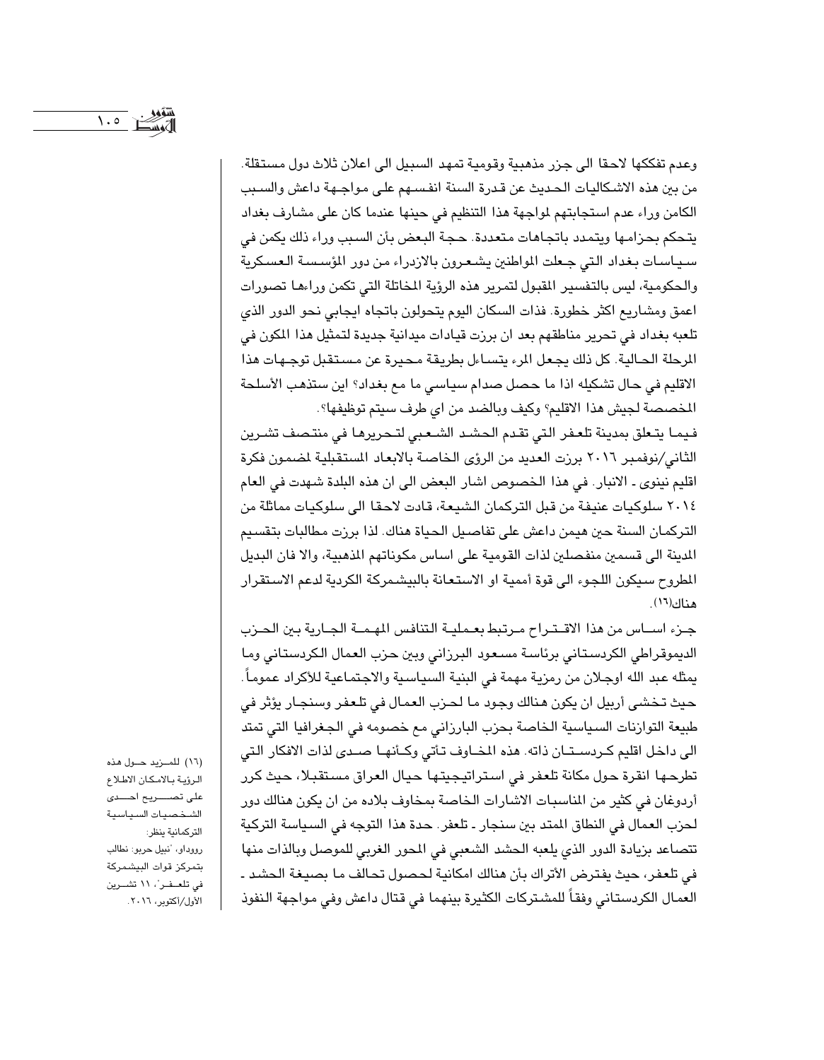وعدم تفككها لاحقا الى جزر مذهبية وقومية تمهد السبيل الى اعلان ثلاث دول مستقلة. من بين هذه الاشكاليات الحديث عن قدرة السنة انفسهم على مواجهة داعش والسبب الكامن وراء عدم استجابتهم لمواجهة هذا التنظيم في حينها عندما كان على مشارف بغداد يتحكم بحزامها ويتمدد باتجاهات متعددة. حجة البعض بأن السبب وراء ذلك يكمن في سياسات بغداد التي جعلت المواطنين يشعرون بالازدراء من دور المؤسسة العسكرية والحكومية، ليس بالتفسير المقبول لتمرير هذه الرؤية الخاتلة التي تكمن وراءها تصورات اعمق ومشاريع اكثر خطورة. فذات السكان اليوم يتحولون باتجاه ايجابي نحو الدور الذي تلعبه بغداد في تحرير مناطقهم بعد ان برزت قيادات ميدانية جديدة لتمثيل هذا المكون في المرحلة الحالية. كل ذلك يجعل المرء يتساءل بطريقة محيرة عن مستقبل توجهات هذا الاقليم في حال تشكيله اذا ما حصل صدام سياسي ما مع بغداد؟ اين ستذهب الأسلحة المخصصة لجيش هذا الاقليم؟ وكيف وبالضد من اي طرف سيتم توظيفها؟.

فيما يتعلق بمدينة تلعفر التي تقدم الحشد الشعبي لتحريرها في منتصف تشرين الثاني/نوفمبر ٢٠١٦ برزت العديد من الرؤى الخاصة بالابعاد المستقبلية لمضمون فكرة اقليم نينوى ـ الانبار. في هذا الخصوص اشار البعض الى ان هذه البلدة شهدت في العام ٢٠١٤ سلوكيات عنيفة من قبل التركمان الشيعة، قادت لاحقا الى سلوكيات مماثلة من التركمان السنة حين هيمن داعش على تفاصيل الحياة هناك. لذا برزت مطالبات بتقسيم المدينة الى قسمين منفصلين لذات القومية على اساس مكوناتهم المذهبية، والا فان البديل المطروح سيكون اللجوء الى قوة أممية او الاستعانة بالبيشمركة الكردية لدعم الاستقرار هناك(١٦).

جزء اساس من هذا الاقتراح مرتبط بعملية التنافس المهمة الجارية بين الحزب الديموقراطي الكردستاني برئاسة مسعود البرزاني وبين حزب العمال الكردستاني وما يمثله عبد الله اوجلان من رمزية مهمة في البنية السياسية والاجتماعية للأكراد عموماً. حيث تخشى أربيل ان يكون هنالك وجود ما لحزب العمال في تلعفر وسنجار يؤثر في طبيعة التوازنات السياسية الخاصة بحزب البارزاني مع خصومه في الجغرافيا التي تمتد الى داخل اقليم كردستان ذاته. هذه المخاوف تأتي وكأنها صدى لذات الافكار التي تطرحها انقرة حول مكانة تلعفر في استراتيجيتها حيال العراق مستقبلا، حيث كرر أردوغان في كثير من المناسبات الاشارات الخاصة بمخاوف بلاده من ان يكون هنالك دور لحزب العمال في النطاق الممتد بين سنجار ـ تلعفر. حدة هذا التوجه في السياسة التركية تتصاعد بزيادة الدور الذي يلعبه الحشد الشعبي في المحور الغربي للموصل وبالذات منها في تلعفر، حيث يفترض الأتراك بأن هنالك امكانية لحصول تحالف ما بصيغة الحشد ـ العمال الكردستاني وفقاً للمشتركات الكثيرة بينهما في قتال داعش وفي مواجهة النفوذ

(١٦) للمزيد حول هذه الرؤية بالامكان الاطلاع على تصريح احدى الشخصيات السياسية التركمانية ينظر: روداو، "نبيل حربو: نطالب بتمركز قوات البيشمركة في تلعفر"، ١١ تشرين الأول/أكتوبر، ٢٠١٦.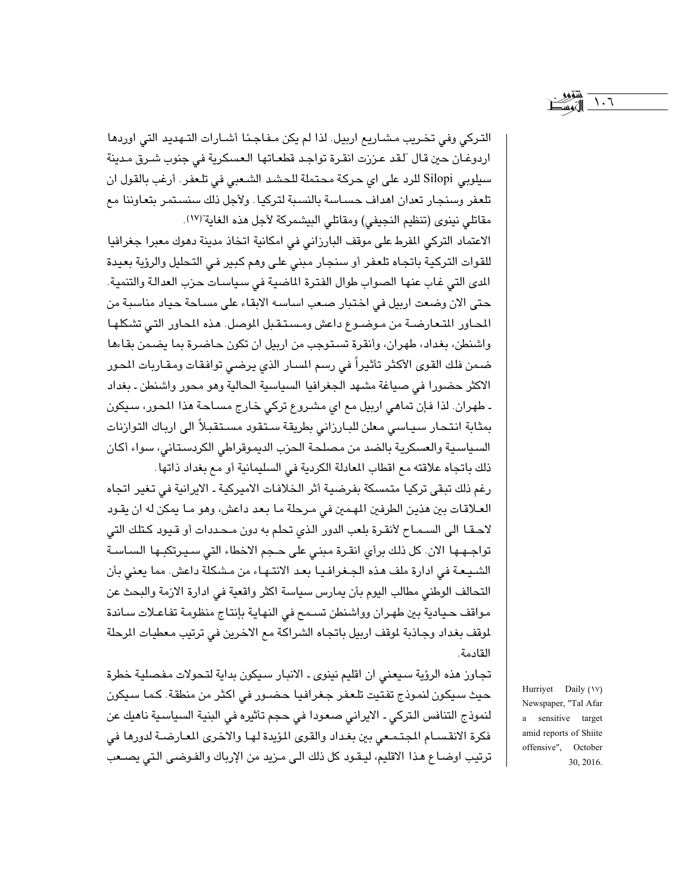التركي وفي تخريب مشاريع اربيل. لذا لم يكن مفاجئا أشارات التهديد التي اوردها اردوغان حين قال "لقد عززت انقرة تواجد قطعاتها العسكرية في جنوب شرق مدينة سيلوبي Silopi للرد على اي حركة محتملة للحشد الشعبي في تلعفر. أرغب بالقول ان تلعفر وسنجار تعدان اهداف حساسة بالنسبة لتركيا. ولأجل ذلك سنستمر بتعاوننا مع مقاتلي نينوى (تنظيم النجيفي) ومقاتلي البيشمركة لأجل هذه الغاية"(١٧).

الاعتماد التركي المفرط على موقف البارزاني في امكانية اتخاذ مدينة دهوك معبرا جغرافيا للقوات التركية باتجاه تلعفر أو سنجار مبني على وهم كبير في التحليل والرؤية بعيدة المدى التي غاب عنها الصواب طوال الفترة الماضية في سياسات حزب العدالة والتنمية. حتى الان وضعت اربيل في اختبار صعب اساسه الابقاء على مساحة حياد مناسبة من المحاور المتعارضة من موضوع داعش ومستقبل الموصل. هذه المحاور التي تشكلها واشنطن، بغداد، طهران، وأنقرة تستوجب من اربيل ان تكون حاضرة بما يضمن بقاءها ضمن فلك القوى الأكثر تأثيراً في رسم المسار الذي يرضي توافقات ومقاربات المحور الاكثر حضورا في صياغة مشهد الجغرافيا السياسية الحالية وهو محور واشنطن ـ بغداد ـ طهران. لذا فإن تماهي اربيل مع اي مشروع تركي خارج مساحة هذا المحور، سيكون بمثابة انتحار سياسي معلن للبارزاني بطريقة ستقود مستقبلاً الى ارباك التوازنات السياسية والعسكرية بالضد من مصلحة الحزب الديموقراطي الكردستاني، سواء أكان ذلك باتجاه علاقته مع اقطاب المعادلة الكردية في السليمانية أو مع بغداد ذاتها.

رغم ذلك تبقى تركيا متمسكة بفرضية أثر الخلافات الاميركية ـ الايرانية في تغير اتجاه العلاقات بين هذين الطرفين المهمين في مرحلة ما بعد داعش، وهو ما يمكن له ان يقود لاحقا الى السماح لأنقرة بلعب الدور الذي تحلم به دون محددات أو قيود كتلك التي تواجهها الان. كل ذلك برأي انقرة مبني على حجم الاخطاء التي سيرتكبها الساسة الشيعة في ادارة ملف هذه الجغرافيا بعد الانتهاء من مشكلة داعش. مما يعني بأن التحالف الوطني مطالب اليوم بأن يمارس سياسة اكثر واقعية في ادارة الازمة والبحث عن مواقف حيادية بين طهران وواشنطن تسمح في النهاية بإنتاج منظومة تفاعلات ساندة لموقف بغداد وجاذبة لموقف اربيل باتجاه الشراكة مع الاخرين في ترتيب معطيات المرحلة القادمة.

تجاوز هذه الرؤية سيعني ان اقليم نينوى ـ الانبار سيكون بداية لتحولات مفصلية خطرة حيث سيكون لنموذج تفتيت تلعفر جغرافيا حضور في اكثر من منطقة. كما سيكون لنموذج التنافس التركي ـ الايراني صعودا في حجم تأثيره في البنية السياسية ناهيك عن فكرة الانقسام المجتمعي بين بغداد والقوى المؤيدة لها والاخرى المعارضة لدورها في ترتيب اوضاع هذا الاقليم، ليقود كل ذلك الى مزيد من الإرباك والفوضى التي يصعب

(١٧) Hurriyet Daily Newspaper, "Tal Afar a sensitive target amid reports of Shiite offensive", October 30, 2016.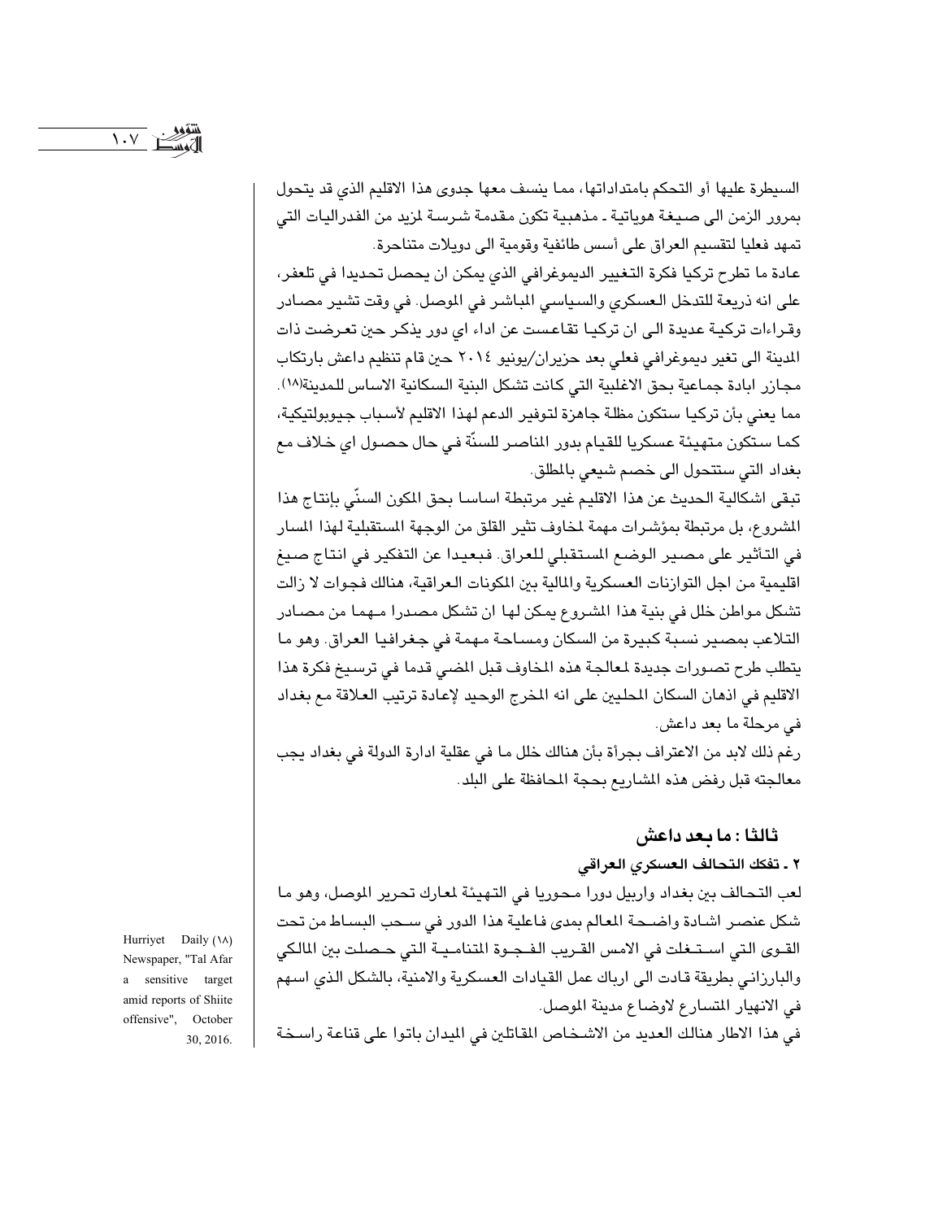السيطرة عليها أو التحكم بامتداداتها، مما ينسف معها جدوى هذا الاقليم الذي قد يتحول بمرور الزمن الى صيغة هوياتية ـ مذهبية تكون مقدمة شرسة لمزيد من الفدراليات التي تمهد فعليا لتقسيم العراق على أسس طائفية وقومية الى دويلات متناحرة.

عادة ما تطرح تركيا فكرة التغيير الديموغرافي الذي يمكن ان يحصل تحديدا في تلعفر، على انه ذريعة للتدخل العسكري والسياسي المباشر في الموصل. في وقت تشير مصادر وقراءات تركية عديدة الى ان تركيا تقاعست عن اداء اي دور يذكر حين تعرضت ذات المدينة الى تغير ديموغرافي فعلي بعد حزيران/يونيو ٢٠١٤ حين قام تنظيم داعش بارتكاب مجازر ابادة جماعية بحق الاغلبية التي كانت تشكل البنية السكانية الاساس للمدينة(١٨). مما يعني بأن تركيا ستكون مظلة جاهزة لتوفير الدعم لهذا الاقليم لأسباب جيوبولتيكية، كما ستكون متهيئة عسكريا للقيام بدور المناصر للسنّة في حال حصول اي خلاف مع بغداد التي ستتحول الى خصم شيعي بالمطلق.

تبقى اشكالية الحديث عن هذا الاقليم غير مرتبطة اساسا بحق المكون السنّي بإنتاج هذا المشروع، بل مرتبطة بمؤشرات مهمة لمخاوف تثير القلق من الوجهة المستقبلية لهذا المسار في التأثير على مصير الوضع المستقبلي للعراق. فبعيدا عن التفكير في انتاج صيغ اقليمية من اجل التوازنات العسكرية والمالية بين المكونات العراقية، هنالك فجوات لا زالت تشكل مواطن خلل في بنية هذا المشروع يمكن لها ان تشكل مصدرا مهما من مصادر التلاعب بمصير نسبة كبيرة من السكان ومساحة مهمة في جغرافيا العراق. وهو ما يتطلب طرح تصورات جديدة لمعالجة هذه المخاوف قبل المضي قدما في ترسيخ فكرة هذا الاقليم في اذهان السكان المحليين على انه المخرج الوحيد لإعادة ترتيب العلاقة مع بغداد في مرحلة ما بعد داعش.

رغم ذلك لابد من الاعتراف بجرأة بأن هنالك خلل ما في عقلية ادارة الدولة في بغداد يجب معالجته قبل رفض هذه المشاريع بحجة المحافظة على البلد.

## ثالثا : ما بعد داعش

### ٢ ـ تفكك التحالف العسكري العراقي

لعب التحالف بين بغداد واربيل دورا محوريا في التهيئة لمعارك تحرير الموصل، وهو ما شكل عنصر اشادة واضحة المعالم بمدى فاعلية هذا الدور في سحب البساط من تحت القوى التي استغلت في الامس القريب الفجوة المتنامية التي حصلت بين المالكي والبارزاني بطريقة قادت الى ارباك عمل القيادات العسكرية والامنية، بالشكل الذي اسهم في الانهيار المتسارع لاوضاع مدينة الموصل.

في هذا الاطار هنالك العديد من الاشخاص المقاتلين في الميدان باتوا على قناعة راسخة

(١٨) Hurriyet Daily Newspaper, "Tal Afar a sensitive target amid reports of Shiite offensive", October 30, 2016.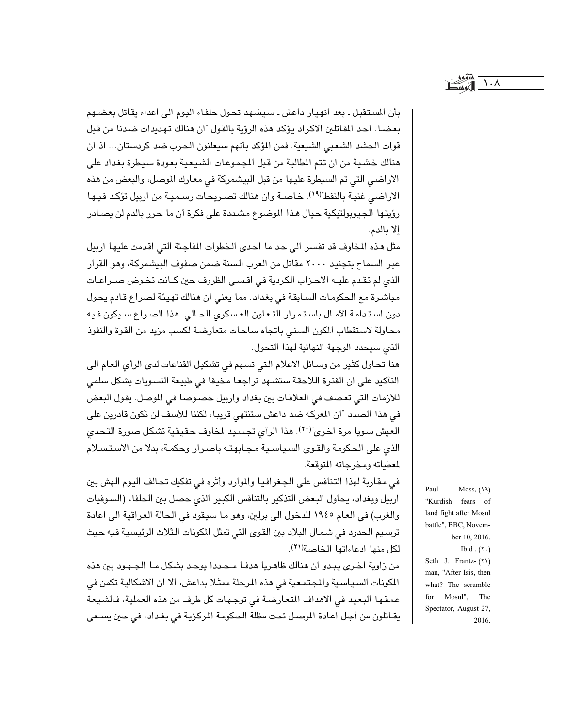بأن المستقبل ـ بعد انهيار داعش ـ سيشهد تحول حلفاء اليوم الى اعداء يقاتل بعضهم بعضا. احد المقاتلين الاكراد يؤكد هذه الرؤية بالقول "ان هنالك تهديدات ضدنا من قبل قوات الحشد الشعبي الشيعية. فمن المؤكد بأنهم سيعلنون الحرب ضد كردستان... اذ ان هنالك خشية من ان تتم المطالبة من قبل المجموعات الشيعية بعودة سيطرة بغداد على الاراضي التي تم السيطرة عليها من قبل البيشمركة في معارك الموصل، والبعض من هذه الاراضي غنية بالنفط"[١٩]. خاصة وان هنالك تصريحات رسمية من اربيل تؤكد فيها رؤيتها الجيوبولتيكية حيال هذا الموضوع مشددة على فكرة أن ما حرر بالدم لن يصادر إلا بالدم.

مثل هذه المخاوف قد تفسر الى حد ما احدى الخطوات المفاجئة التي اقدمت عليها اربيل عبر السماح بتجنيد ٢٠٠٠ مقاتل من العرب السنة ضمن صفوف البيشمركة، وهو القرار الذي لم تقدم عليه الاحزاب الكردية في اقسى الظروف حين كانت تخوض صراعات مباشرة مع الحكومات السابقة في بغداد. مما يعني ان هنالك تهيئة لصراع قادم يحول دون استدامة الآمال باستمرار التعاون العسكري الحالي. هذا الصراع سيكون فيه محاولة لاستقطاب المكون السني باتجاه ساحات متعارضة لكسب مزيد من القوة والنفوذ الذي سيحدد الوجهة النهائية لهذا التحول.

هنا تحاول كثير من وسائل الاعلام التي تسهم في تشكيل القناعات لدى الرأي العام الى التأكيد على ان الفترة اللاحقة ستشهد تراجعا مخيفا في طبيعة التسويات بشكل سلمي للأزمات التي تعصف في العلاقات بين بغداد واربيل خصوصا في الموصل. يقول البعض في هذا الصدد "ان المعركة ضد داعش ستنتهي قريبا، لكننا للأسف لن نكون قادرين على العيش سويا مرة اخرى"[٢٠]. هذا الرأي تجسيد لمخاوف حقيقية تشكل صورة التحدي الذي على الحكومة والقوى السياسية مجابهته باصرار وحكمة، بدلا من الاستسلام لمعطياته ومخرجاته المتوقعة.

في مقاربة لهذا التنافس على الجغرافيا والموارد وأثره في تفكيك تحالف اليوم الهش بين اربيل وبغداد، يحاول البعض التذكير بالتنافس الكبير الذي حصل بين الحلفاء (السوفيات والغرب) في العام ١٩٤٥ للدخول الى برلين، وهو ما سيقود في الحالة العراقية الى اعادة ترسيم الحدود في شمال البلاد بين القوى التي تمثل المكونات الثلاث الرئيسية فيه حيث لكل منها ادعاءاتها الخاصة[٢١].

من زاوية اخرى يبدو ان هنالك ظاهريا هدفا محددا يوحد بشكل ما الجهود بين هذه المكونات السياسية والمجتمعية في هذه المرحلة ممثلا بداعش، الا ان الاشكالية تكمن في عمقها البعيد في الاهداف المتعارضة في توجهات كل طرف من هذه العملية، فالشيعة يقاتلون من أجل اعادة الموصل تحت مظلة الحكومة المركزية في بغداد، في حين يسعى

---

(١٩) Paul Moss, "Kurdish fears of land fight after Mosul battle", BBC, November 10, 2016.

(٢٠) Ibid.

(٢١) Seth J. Frantzman, "After Isis, then what? The scramble for Mosul", The Spectator, August 27, 2016.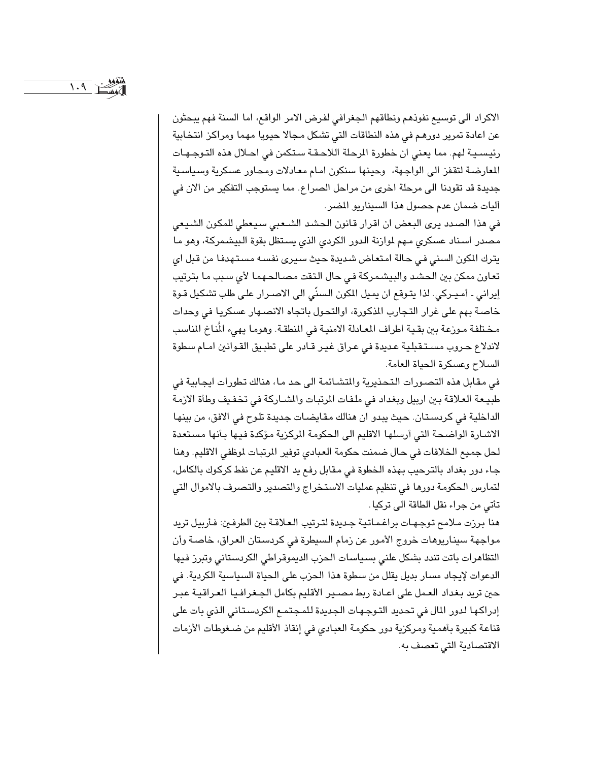الاكراد الى توسيع نفوذهم ونطاقهم الجغرافي لفرض الامر الواقع، اما السنة فهم يبحثون عن اعادة تمرير دورهم في هذه النطاقات التي تشكل مجالا حيويا مهما ومراكز انتخابية رئيسية لهم. مما يعني ان خطورة المرحلة اللاحقة ستكمن في احلال هذه التوجهات المعارضة لتقفز الى الواجهة، وحينها سنكون امام معادلات ومحاور عسكرية وسياسية جديدة قد تقودنا الى مرحلة اخرى من مراحل الصراع. مما يستوجب التفكير من الان في آليات ضمان عدم حصول هذا السيناريو المضر.

في هذا الصدد يرى البعض ان اقرار قانون الحشد الشعبي سيعطي للمكون الشيعي مصدر اسناد عسكري مهم لموازنة الدور الكردي الذي يستظل بقوة البيشمركة، وهو ما يترك المكون السني في حالة امتعاض شديدة حيث سيرى نفسه مستهدفا من قبل اي تعاون ممكن بين الحشد والبيشمركة في حال التقت مصالحهما لأي سبب ما بترتيب إيراني - أميركي. لذا يتوقع ان يميل المكون السنّي الى الاصرار على طلب تشكيل قوة خاصة بهم على غرار التجارب المذكورة، اوالتحول باتجاه الانصهار عسكريا في وحدات مختلفة موزعة بين بقية اطراف المعادلة الامنية في المنطقة. وهوما يهيء المُناخ المناسب لاندلاع حروب مستقبلية عديدة في عراق غير قادر على تطبيق القوانين امام سطوة السلاح وعسكرة الحياة العامة.

في مقابل هذه التصورات التحذيرية والمتشائمة الى حد ما، هناك تطورات ايجابية في طبيعة العلاقة بين اربيل وبغداد في ملفات المرتبات والمشاركة في تخفيف وطأة الازمة الداخلية في كردستان. حيث يبدو ان هنالك مقايضات جديدة تلوح في الافق، من بينها الاشارة الواضحة التي أرسلها الاقليم الى الحكومة المركزية مؤكدة فيها بأنها مستعدة لحل جميع الخلافات في حال ضمنت حكومة العبادي توفير المرتبات لموظفي الاقليم. وهنا جاء دور بغداد بالترحيب بهذه الخطوة في مقابل رفع يد الاقليم عن نفط كركوك بالكامل، لتمارس الحكومة دورها في تنظيم عمليات الاستخراج والتصدير والتصرف بالاموال التي تأتي من جراء نقل الطاقة الى تركيا.

هنا برزت ملامح توجهات براغماتية جديدة لترتيب العلاقة بين الطرفين: فأربيل تريد مواجهة سيناريوهات خروج الأمور عن زمام السيطرة في كردستان العراق، خاصة وأن التظاهرات باتت تندد بشكل علني بسياسات الحزب الديموقراطي الكردستاني وتبرز فيها الدعوات لإيجاد مسار بديل يقلل من سطوة هذا الحزب على الحياة السياسية الكردية. في حين تريد بغداد العمل على اعادة ربط مصير الأقليم بكامل الجغرافيا العراقية عبر إدراكها لدور المال في تحديد التوجهات الجديدة للمجتمع الكردستاني الذي بات على قناعة كبيرة بأهمية ومركزية دور حكومة العبادي في إنقاذ الأقليم من ضغوطات الأزمات الاقتصادية التي تعصف به.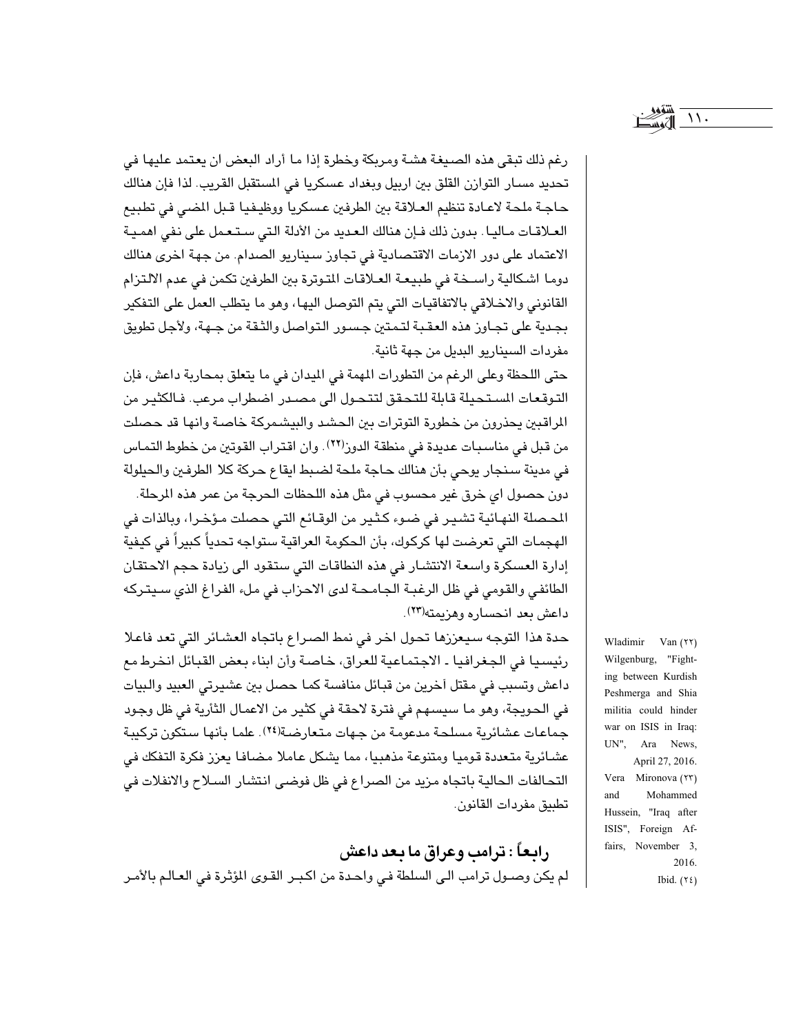رغم ذلك تبقى هذه الصيغة هشة ومربكة وخطرة إذا ما أراد البعض ان يعتمد عليها في تحديد مسار التوازن القلق بين اربيل وبغداد عسكريا في المستقبل القريب. لذا فإن هنالك حاجة ملحة لاعادة تنظيم العلاقة بين الطرفين عسكريا ووظيفيا قبل المضي في تطبيع العلاقات ماليا. بدون ذلك فإن هنالك العديد من الأدلة التي ستعمل على نفي اهمية الاعتماد على دور الازمات الاقتصادية في تجاوز سيناريو الصدام. من جهة اخرى هنالك دوما اشكالية راسخة في طبيعة العلاقات المتوترة بين الطرفين تكمن في عدم الالتزام القانوني والاخلاقي بالاتفاقيات التي يتم التوصل اليها، وهو ما يتطلب العمل على التفكير بجدية على تجاوز هذه العقبة لتمتين جسور التواصل والثقة من جهة، ولأجل تطويق مفردات السيناريو البديل من جهة ثانية.

حتى اللحظة وعلى الرغم من التطورات المهمة في الميدان في ما يتعلق بمحاربة داعش، فإن التوقعات المستحيلة قابلة للتحقق لتتحول الى مصدر اضطراب مرعب. فالكثير من المراقبين يحذرون من خطورة التوترات بين الحشد والبيشمركة خاصة وانها قد حصلت من قبل في مناسبات عديدة في منطقة الدوز[22]. وان اقتراب القوتين من خطوط التماس في مدينة سنجار يوحي بأن هنالك حاجة ملحة لضبط ايقاع حركة كلا الطرفين والحيلولة دون حصول اي خرق غير محسوب في مثل هذه اللحظات الحرجة من عمر هذه المرحلة.

المحصلة النهائية تشير في ضوء كثير من الوقائع التي حصلت مؤخرا، وبالذات في الهجمات التي تعرضت لها كركوك، بأن الحكومة العراقية ستواجه تحدياً كبيراً في كيفية إدارة العسكرة واسعة الانتشار في هذه النطاقات التي ستقود الى زيادة حجم الاحتقان الطائفي والقومي في ظل الرغبة الجامحة لدى الاحزاب في ملء الفراغ الذي سيتركه داعش بعد انحساره وهزيمته[23].

حدة هذا التوجه سيعززها تحول اخر في نمط الصراع باتجاه العشائر التي تعد فاعلا رئيسيا في الجغرافيا ـ الاجتماعية للعراق، خاصة وأن ابناء بعض القبائل انخرط مع داعش وتسبب في مقتل آخرين من قبائل منافسة كما حصل بين عشيرتي العبيد والبيات في الحويجة، وهو ما سيسهم في فترة لاحقة في كثير من الاعمال الثأرية في ظل وجود جماعات عشائرية مسلحة مدعومة من جهات متعارضة[24]. علما بأنها ستكون تركيبة عشائرية متعددة قوميا ومتنوعة مذهبيا، مما يشكل عاملا مضافا يعزز فكرة التفكك في التحالفات الحالية باتجاه مزيد من الصراع في ظل فوضى انتشار السلاح والانفلات في تطبيق مفردات القانون.

## رابعاً: ترامب وعراق ما بعد داعش

لم يكن وصول ترامب الى السلطة في واحدة من اكبر القوى المؤثرة في العالم بالأمر

---

(22) Wladimir Van Wilgenburg, "Fighting between Kurdish Peshmerga and Shia militia could hinder war on ISIS in Iraq: UN", Ara News, April 27, 2016.

(23) Vera Mironova and Mohammed Hussein, "Iraq after ISIS", Foreign Affairs, November 3, 2016.

(24) Ibid.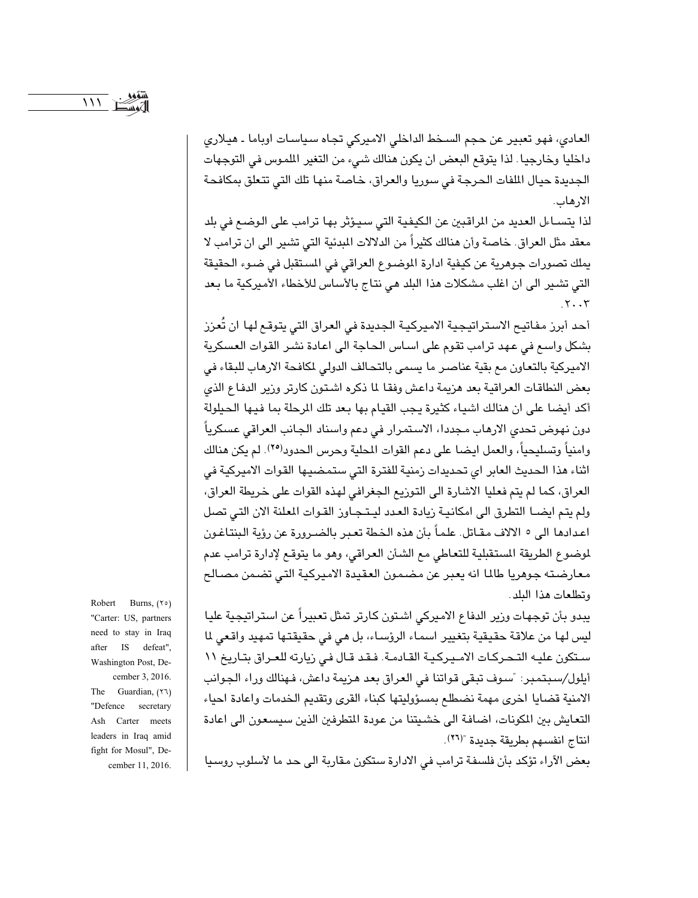العادي، فهو تعبير عن حجم السخط الداخلي الاميركي تجاه سياسات اوباما ـ هيلاري داخليا وخارجيا. لذا يتوقع البعض ان يكون هنالك شيء من التغير الملموس في التوجهات الجديدة حيال الملفات الحرجة في سوريا والعراق، خاصة منها تلك التي تتعلق بمكافحة الارهاب.

لذا يتساءل العديد من المراقبين عن الكيفية التي سيؤثر بها ترامب على الوضع في بلد معقد مثل العراق. خاصة وأن هنالك كثيراً من الدلالات المبدئية التي تشير الى ان ترامب لا يملك تصورات جوهرية عن كيفية ادارة الموضوع العراقي في المستقبل في ضوء الحقيقة التي تشير الى ان اغلب مشكلات هذا البلد هي نتاج بالأساس للأخطاء الأميركية ما بعد ٢٠٠٣.

أحد أبرز مفاتيح الاستراتيجية الاميركية الجديدة في العراق التي يتوقع لها ان تُعزز بشكل واسع في عهد ترامب تقوم على اساس الحاجة الى اعادة نشر القوات العسكرية الاميركية بالتعاون مع بقية عناصر ما يسمى بالتحالف الدولي لمكافحة الارهاب للبقاء في بعض النطاقات العراقية بعد هزيمة داعش وفقا لما ذكره اشتون كارتر وزير الدفاع الذي أكد أيضا على ان هنالك اشياء كثيرة يجب القيام بها بعد تلك المرحلة بما فيها الحيلولة دون نهوض تحدي الارهاب مجددا، الاستمرار في دعم واسناد الجانب العراقي عسكرياً وامنياً وتسليحياً، والعمل ايضا على دعم القوات المحلية وحرس الحدود[٢٥]. لم يكن هنالك اثناء هذا الحديث العابر اي تحديدات زمنية للفترة التي ستمضيها القوات الاميركية في العراق، كما لم يتم فعليا الاشارة الى التوزيع الجغرافي لهذه القوات على خريطة العراق، ولم يتم ايضا التطرق الى امكانية زيادة العدد ليتجاوز القوات المعلنة الان التي تصل اعدادها الى ٥ الالاف مقاتل. علماً بأن هذه الخطة تعبر بالضرورة عن رؤية البنتاغون لموضوع الطريقة المستقبلية للتعاطي مع الشأن العراقي، وهو ما يتوقع لإدارة ترامب عدم معارضته جوهريا طالما انه يعبر عن مضمون العقيدة الاميركية التي تضمن مصالح وتطلعات هذا البلد.

يبدو بأن توجهات وزير الدفاع الاميركي اشتون كارتر تمثل تعبيراً عن استراتيجية عليا ليس لها من علاقة حقيقية بتغيير اسماء الرؤساء، بل هي في حقيقتها تمهيد واقعي لما ستكون عليه التحركات الاميركية القادمة. فقد قال في زيارته للعراق بتاريخ ١١ أيلول/سبتمبر: "سوف تبقى قواتنا في العراق بعد هزيمة داعش، فهنالك وراء الجوانب الامنية قضايا اخرى مهمة نضطلع بمسؤوليتها كبناء القرى وتقديم الخدمات واعادة احياء التعايش بين المكونات، اضافة الى خشيتنا من عودة المتطرفين الذين سيسعون الى اعادة انتاج انفسهم بطريقة جديدة "[٢٦].

بعض الآراء تؤكد بأن فلسفة ترامب في الادارة ستكون مقاربة الى حد ما لأسلوب روسيا

(٢٥) Robert Burns, "Carter: US, partners need to stay in Iraq after IS defeat", Washington Post, December 3, 2016.

(٢٦) The Guardian, "Defence secretary Ash Carter meets leaders in Iraq amid fight for Mosul", December 11, 2016.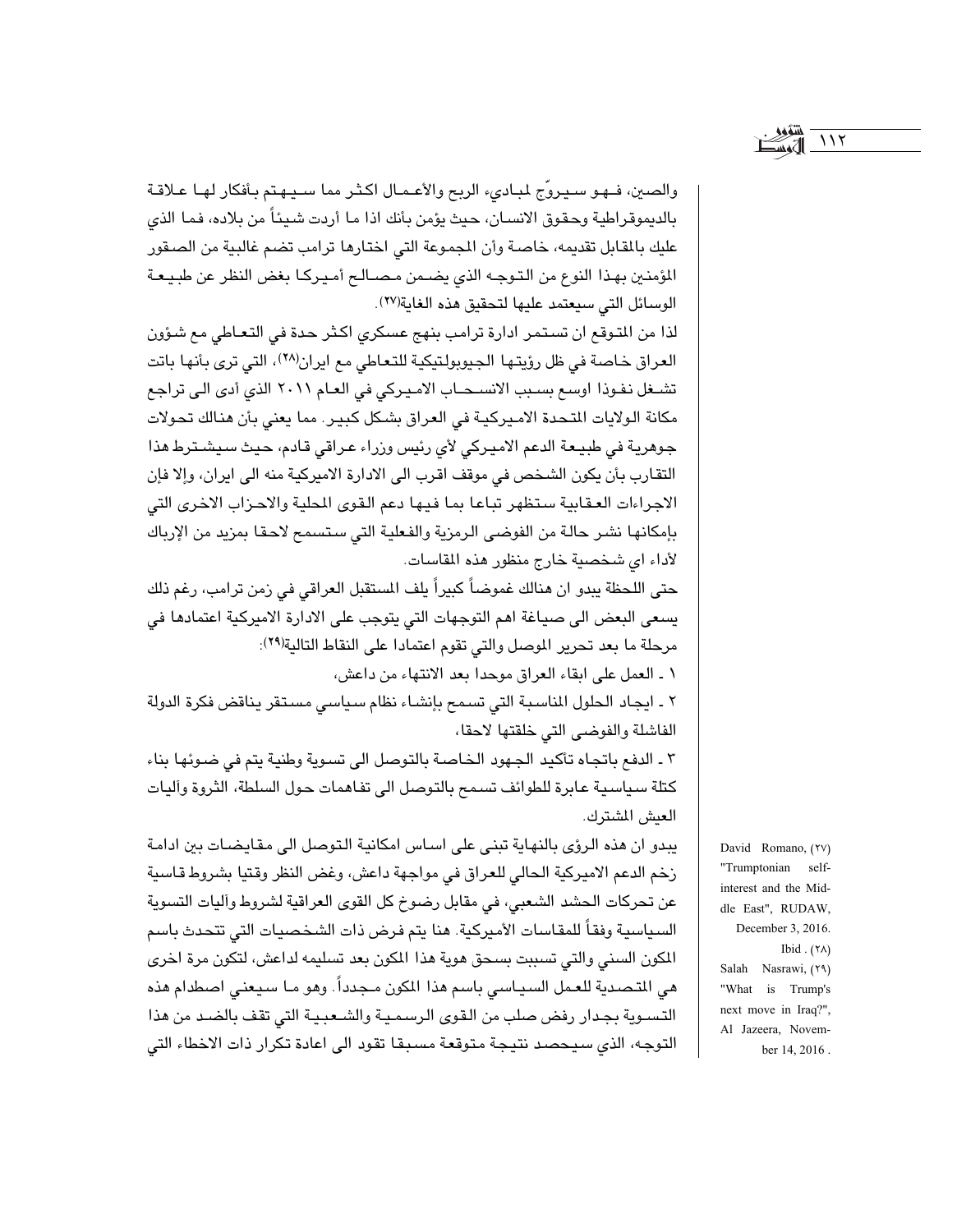والصين، فـهـو سـيـروّج لمبادىء الربح والأعـمـال اكثـر مما سـيـهـتم بأفكار لهـا عـلاقـة بالديموقراطية وحقوق الانسـان، حيث يؤمن بأنك اذا مـا أردت شيئاً من بلاده، فما الذي عليك بالمقابل تقديمه، خاصة وأن المجموعة التي اختارها ترامب تضم غالبية من الصقور المؤمنين بهذا النوع من التـوجـه الذي يضـمـن مـصـالـح أمـيـركـا بغض النظر عن طبـيـعـة الوسائل التي سيعتمد عليها لتحقيق هذه الغاية[٢٧].

لذا من المتوقع ان تستمر ادارة ترامب بنهج عسكري اكثر حدة في التعاطي مع شؤون العراق خاصة في ظل رؤيتها الجيوبولتيكية للتعاطي مع ايران[٢٨]، التي ترى بأنها باتت تشـغل نفـوذا اوسـع بسـبب الانسـحـاب الامـيـركي في العـام ٢٠١١ الذي أدى الى تراجع مكانة الولايات المتحدة الاميركية في العراق بشكل كبير. مما يعني بأن هنالك تحولات جوهرية في طبيعة الدعم الاميركي لأي رئيس وزراء عراقي قادم، حيث سيشترط هذا التقارب بأن يكون الشخص في موقف اقرب الى الادارة الاميركية منه الى ايران، وإلا فإن الاجراءات العقابية ستظهر تباعا بما فيها دعم القوى المحلية والاحزاب الاخرى التي بإمكانها نشر حالة من الفوضى الرمزية والفعلية التي ستسمح لاحقا بمزيد من الإرباك لأداء اي شخصية خارج منظور هذه المقاسات.

حتى اللحظة يبدو ان هنالك غموضاً كبيراً يلف المستقبل العراقي في زمن ترامب، رغم ذلك يسعى البعض الى صياغة اهم التوجهات التي يتوجب على الادارة الاميركية اعتمادها في مرحلة ما بعد تحرير الموصل والتي تقوم اعتمادا على النقاط التالية[٢٩]:

١ ـ العمل على ابقاء العراق موحدا بعد الانتهاء من داعش،

٢ ـ ايجاد الحلول المناسبة التي تسمح بإنشاء نظام سياسي مستقر يناقض فكرة الدولة الفاشلة والفوضى التي خلقتها لاحقا،

٣ ـ الدفع باتجاه تأكيد الجهود الخاصة بالتوصل الى تسوية وطنية يتم في ضوئها بناء كتلة سياسية عابرة للطوائف تسمح بالتوصل الى تفاهمات حول السلطة، الثروة وآليات العيش المشترك.

يبدو ان هذه الرؤى بالنهاية تبنى على اساس امكانية التوصل الى مقايضات بين ادامة زخم الدعم الاميركية الحالي للعراق في مواجهة داعش، وغض النظر وقتيا بشروط قاسية عن تحركات الحشد الشعبي، في مقابل رضوخ كل القوى العراقية لشروط وآليات التسوية السياسية وفقاً للمقاسات الأميركية. هنا يتم فرض ذات الشخصيات التي تتحدث باسم المكون السني والتي تسببت بسحق هوية هذا المكون بعد تسليمه لداعش، لتكون مرة اخرى هي المتصدية للعمل السياسي باسم هذا المكون مجدداً. وهو ما سيعني اصطدام هذه التسوية بجدار رفض صلب من القوى الرسمية والشعبية التي تقف بالضد من هذا التوجه، الذي سيحصد نتيجة متوقعة مسبقا تقود الى اعادة تكرار ذات الاخطاء التي

---

(٢٧) David Romano, "Trumptonian self-interest and the Middle East", RUDAW, December 3, 2016.

(٢٨) Ibid.

(٢٩) Salah Nasrawi, "What is Trump's next move in Iraq?", Al Jazeera, November 14, 2016.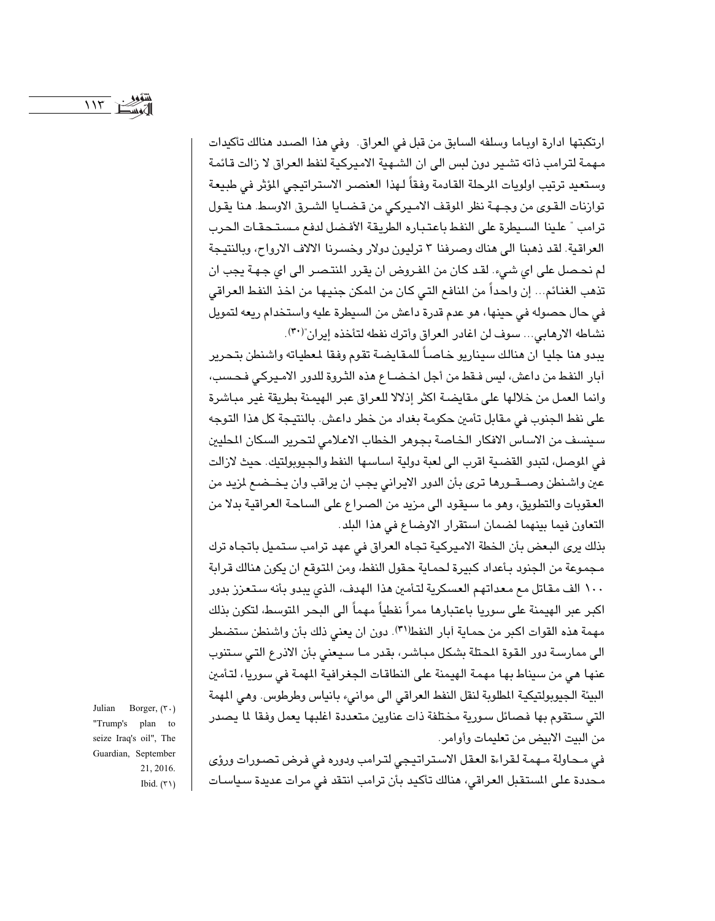ارتكبتها ادارة اوباما وسلفه السابق من قبل في العراق. وفي هذا الصدد هنالك تأكيدات مهمة لترامب ذاته تشير دون لبس الى ان الشهية الاميركية لنفط العراق لا زالت قائمة وستعيد ترتيب اولويات المرحلة القادمة وفقاً لهذا العنصر الاستراتيجي المؤثر في طبيعة توازنات القوى من وجهة نظر الموقف الاميركي من قضايا الشرق الاوسط. هنا يقول ترامب " علينا السيطرة على النفط باعتباره الطريقة الأفضل لدفع مستحقات الحرب العراقية. لقد ذهبنا الى هناك وصرفنا ٣ ترليون دولار وخسرنا الالاف الارواح، وبالنتيجة لم نحصل على اي شيء. لقد كان من المفروض ان يقرر المنتصر الى اي جهة يجب ان تذهب الغنائم... إن واحداً من المنافع التي كان من الممكن جنيها من اخذ النفط العراقي في حال حصوله في حينها، هو عدم قدرة داعش من السيطرة عليه واستخدام ريعه لتمويل نشاطه الارهابي... سوف لن اغادر العراق وأترك نفطه لتأخذه إيران"[٣٠].

يبدو هنا جليا ان هنالك سيناريو خاصاً للمقايضة تقوم وفقا لمعطياته واشنطن بتحرير آبار النفط من داعش، ليس فقط من أجل اخضاع هذه الثروة للدور الاميركي فحسب، وانما العمل من خلالها على مقايضة اكثر إذلالا للعراق عبر الهيمنة بطريقة غير مباشرة على نفط الجنوب في مقابل تأمين حكومة بغداد من خطر داعش. بالنتيجة كل هذا التوجه سينسف من الاساس الافكار الخاصة بجوهر الخطاب الاعلامي لتحرير السكان المحليين في الموصل، لتبدو القضية اقرب الى لعبة دولية اساسها النفط والجيوبولتيك. حيث لازالت عين واشنطن وصقورها ترى بأن الدور الايراني يجب ان يراقب وان يخضع لمزيد من العقوبات والتطويق، وهو ما سيقود الى مزيد من الصراع على الساحة العراقية بدلا من التعاون فيما بينهما لضمان استقرار الاوضاع في هذا البلد.

بذلك يرى البعض بأن الخطة الاميركية تجاه العراق في عهد ترامب ستميل باتجاه ترك مجموعة من الجنود بأعداد كبيرة لحماية حقول النفط، ومن المتوقع ان يكون هنالك قرابة ١٠٠ الف مقاتل مع معداتهم العسكرية لتأمين هذا الهدف، الذي يبدو بأنه ستعزز بدور اكبر عبر الهيمنة على سوريا باعتبارها ممراً نفطياً مهماً الى البحر المتوسط، لتكون بذلك مهمة هذه القوات اكبر من حماية آبار النفط[٣١]. دون ان يعني ذلك بأن واشنطن ستضطر الى ممارسة دور القوة المحتلة بشكل مباشر، بقدر ما سيعني بأن الاذرع التي ستنوب عنها هي من سيناط بها مهمة الهيمنة على النطاقات الجغرافية المهمة في سوريا، لتأمين البيئة الجيوبولتيكية المطلوبة لنقل النفط العراقي الى موانيء بانياس وطرطوس. وهي المهمة التي ستقوم بها فصائل سورية مختلفة ذات عناوين متعددة اغلبها يعمل وفقا لما يصدر من البيت الابيض من تعليمات وأوامر.

في محاولة مهمة لقراءة العقل الاستراتيجي لترامب ودوره في فرض تصورات ورؤى محددة على المستقبل العراقي، هنالك تأكيد بأن ترامب انتقد في مرات عديدة سياسات

---

(٣٠) Julian Borger, "Trump's plan to seize Iraq's oil", The Guardian, September 21, 2016.

(٣١) Ibid.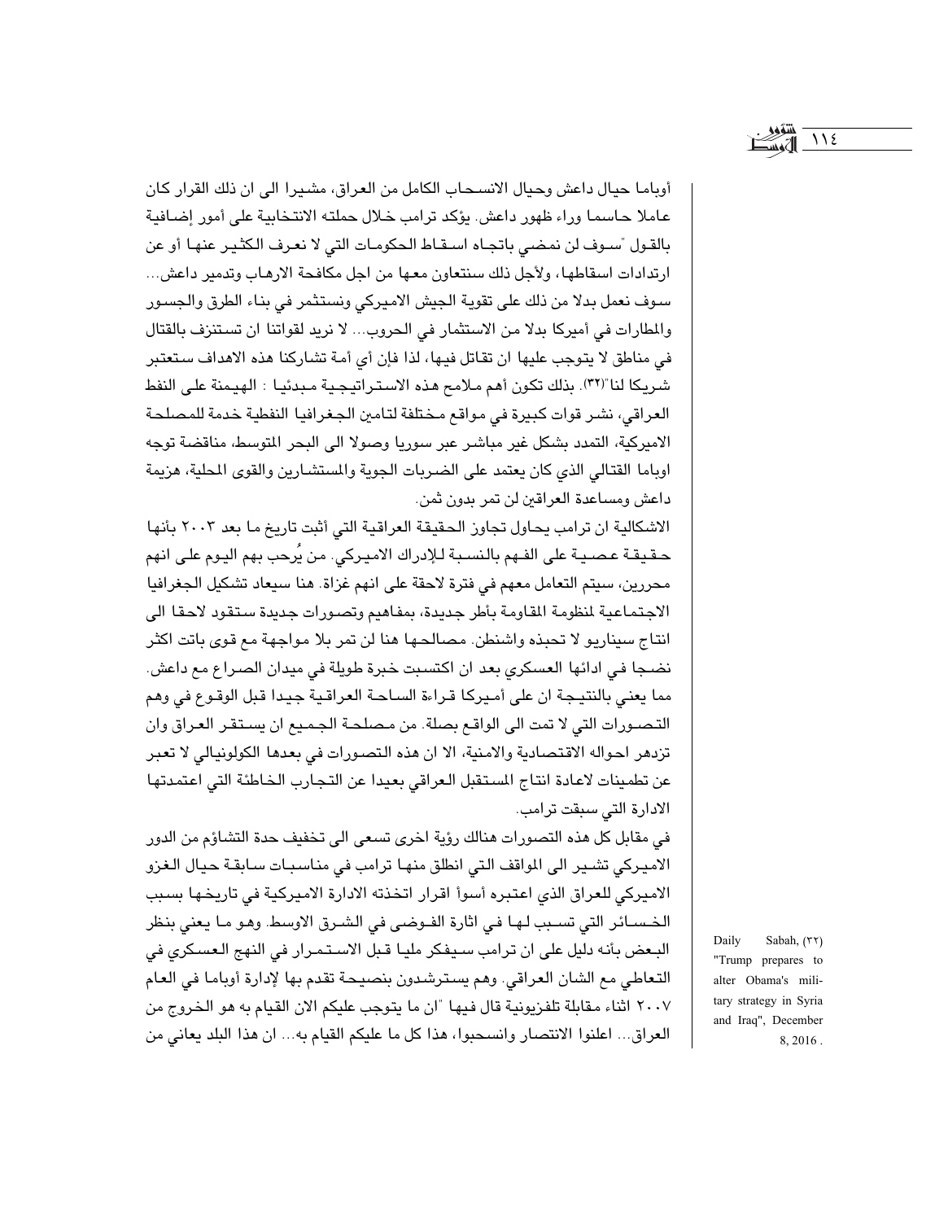أوباما حيال داعش وحيال الانسحاب الكامل من العراق، مشيرا الى ان ذلك القرار كان عاملا حاسما وراء ظهور داعش. يؤكد ترامب خلال حملته الانتخابية على أمور إضافية بالقول "سوف لن نمضي باتجاه اسقاط الحكومات التي لا نعرف الكثير عنها أو عن ارتدادات اسقاطها، ولأجل ذلك سنتعاون معها من اجل مكافحة الارهاب وتدمير داعش... سوف نعمل بدلا من ذلك على تقوية الجيش الاميركي ونستثمر في بناء الطرق والجسور والمطارات في أميركا بدلا من الاستثمار في الحروب... لا نريد لقواتنا ان تستنزف بالقتال في مناطق لا يتوجب عليها ان تقاتل فيها، لذا فإن أي أمة تشاركنا هذه الاهداف ستعتبر شريكا لنا"(٣٢). بذلك تكون أهم ملامح هذه الاستراتيجية مبدئيا : الهيمنة على النفط العراقي، نشر قوات كبيرة في مواقع مختلفة لتامين الجغرافيا النفطية خدمة للمصلحة الاميركية، التمدد بشكل غير مباشر عبر سوريا وصولا الى البحر المتوسط، مناقضة توجه اوباما القتالي الذي كان يعتمد على الضربات الجوية والمستشارين والقوى المحلية، هزيمة داعش ومساعدة العراقين لن تمر بدون ثمن.

الاشكالية ان ترامب يحاول تجاوز الحقيقة العراقية التي أثبت تاريخ ما بعد ٢٠٠٣ بأنها حقيقة عصية على الفهم بالنسبة للإدراك الاميركي. من يُرحب بهم اليوم على انهم محررين، سيتم التعامل معهم في فترة لاحقة على انهم غزاة. هنا سيعاد تشكيل الجغرافيا الاجتماعية لمنظومة المقاومة بأطر جديدة، بمفاهيم وتصورات جديدة ستقود لاحقا الى انتاج سيناريو لا تحبذه واشنطن. مصالحها هنا لن تمر بلا مواجهة مع قوى باتت اكثر نضجا في ادائها العسكري بعد ان اكتسبت خبرة طويلة في ميدان الصراع مع داعش. مما يعني بالنتيجة ان على أميركا قراءة الساحة العراقية جيدا قبل الوقوع في وهم التصورات التي لا تمت الى الواقع بصلة. من مصلحة الجميع ان يستقر العراق وان تزدهر احواله الاقتصادية والامنية، الا ان هذه التصورات في بعدها الكولونيالي لا تعبر عن تطمينات لاعادة انتاج المستقبل العراقي بعيدا عن التجارب الخاطئة التي اعتمدتها الادارة التي سبقت ترامب.

في مقابل كل هذه التصورات هنالك رؤية اخرى تسعى الى تخفيف حدة التشاؤم من الدور الاميركي تشير الى المواقف التي انطلق منها ترامب في مناسبات سابقة حيال الغزو الاميركي للعراق الذي اعتبره أسوأ اقرار اتخذته الادارة الاميركية في تاريخها بسبب الخسائر التي تسبب لها في اثارة الفوضى في الشرق الاوسط. وهو ما يعني بنظر البعض بأنه دليل على ان ترامب سيفكر مليا قبل الاستمرار في النهج العسكري في التعاطي مع الشان العراقي. وهم يسترشدون بنصيحة تقدم بها لإدارة أوباما في العام ٢٠٠٧ اثناء مقابلة تلفزيونية قال فيها "ان ما يتوجب عليكم الان القيام به هو الخروج من العراق... اعلنوا الانتصار وانسحبوا، هذا كل ما عليكم القيام به... ان هذا البلد يعاني من

(٣٢) Daily Sabah, "Trump prepares to alter Obama's military strategy in Syria and Iraq", December 8, 2016 .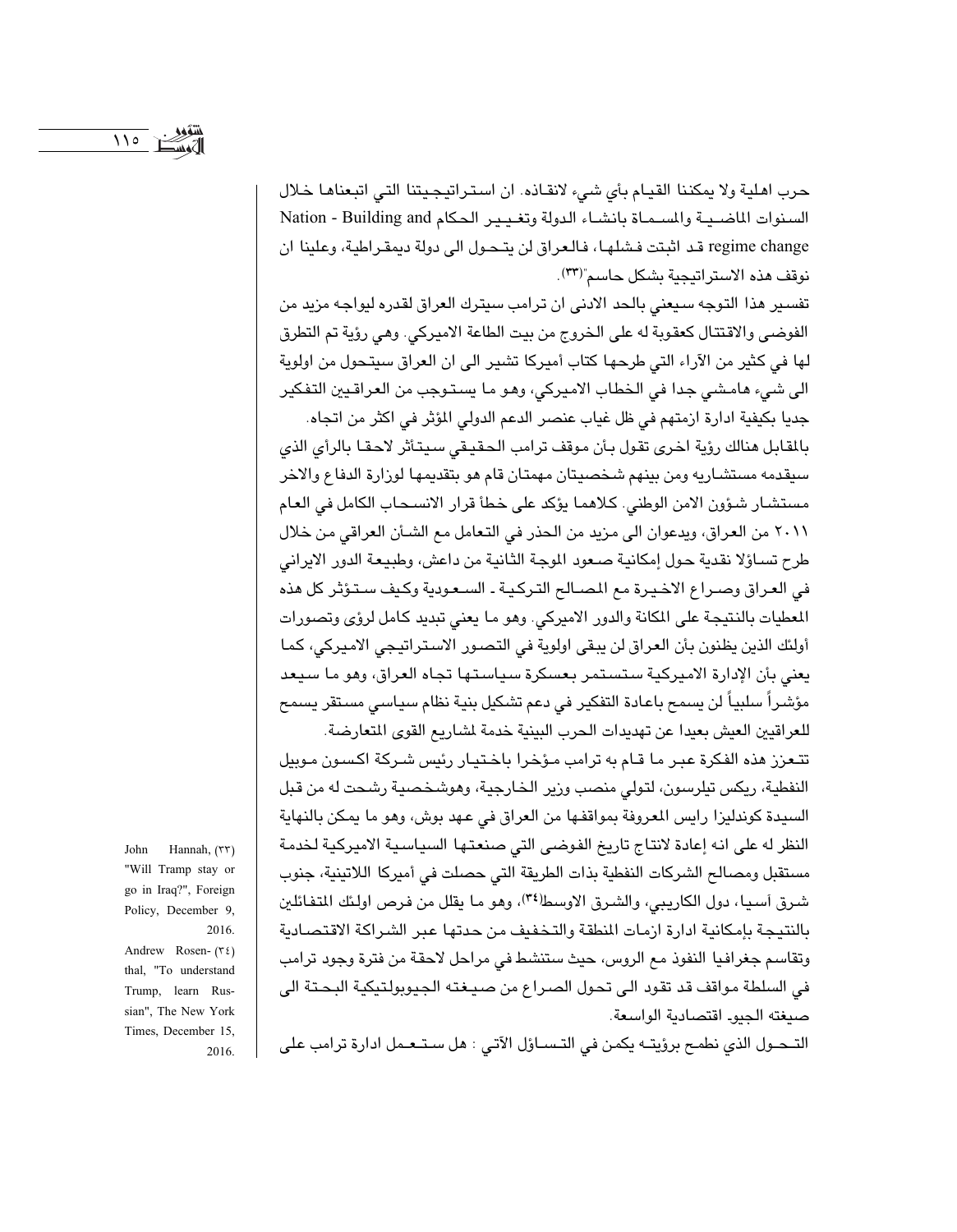حرب اهلية ولا يمكننا القيام بأي شيء لانقاذه. ان استراتيجيتنا التي اتبعناها خلال السنوات الماضية والمسماة بانشاء الدولة وتغيير الحكام Nation - Building and regime change قد اثبتت فشلها، فالعراق لن يتحول الى دولة ديمقراطية، وعلينا ان نوقف هذه الاستراتيجية بشكل حاسم"[٣٣].

تفسير هذا التوجه سيعني بالحد الادنى ان ترامب سيترك العراق لقدره ليواجه مزيد من الفوضى والاقتتال كعقوبة له على الخروج من بيت الطاعة الاميركي. وهي رؤية تم التطرق لها في كثير من الآراء التي طرحها كتاب أميركا تشير الى ان العراق سيتحول من اولوية الى شيء هامشي جدا في الخطاب الاميركي، وهو ما يستوجب من العراقيين التفكير جديا بكيفية ادارة ازمتهم في ظل غياب عنصر الدعم الدولي المؤثر في اكثر من اتجاه.

بالمقابل هنالك رؤية اخرى تقول بأن موقف ترامب الحقيقي سيتأثر لاحقا بالرأي الذي سيقدمه مستشاريه ومن بينهم شخصيتان مهمتان قام هو بتقديمها لوزارة الدفاع والاخر مستشار شؤون الامن الوطني. كلاهما يؤكد على خطأ قرار الانسحاب الكامل في العام ٢٠١١ من العراق، ويدعوان الى مزيد من الحذر في التعامل مع الشأن العراقي من خلال طرح تساؤلا نقدية حول إمكانية صعود الموجة الثانية من داعش، وطبيعة الدور الايراني في العراق وصراع الاخيرة مع المصالح التركية - السعودية وكيف ستؤثر كل هذه المعطيات بالنتيجة على المكانة والدور الاميركي. وهو ما يعني تبديد كامل لرؤى وتصورات أولئك الذين يظنون بأن العراق لن يبقى اولوية في التصور الاستراتيجي الاميركي، كما يعني بأن الإدارة الاميركية ستستمر بعسكرة سياستها تجاه العراق، وهو ما سيعد مؤشراً سلبياً لن يسمح باعادة التفكير في دعم تشكيل بنية نظام سياسي مستقر يسمح للعراقيين العيش بعيدا عن تهديدات الحرب البينية خدمة لمشاريع القوى المتعارضة.

تتعزز هذه الفكرة عبر ما قام به ترامب مؤخرا باختيار رئيس شركة اكسون موبيل النفطية، ريكس تيلرسون، لتولي منصب وزير الخارجية، وهوشخصية رشحت له من قبل السيدة كونداليزا رايس المعروفة بمواقفها من العراق في عهد بوش، وهو ما يمكن بالنهاية النظر له على انه إعادة لانتاج تاريخ الفوضى التي صنعتها السياسية الاميركية لخدمة مستقبل ومصالح الشركات النفطية بذات الطريقة التي حصلت في أميركا اللاتينية، جنوب شرق آسيا، دول الكاريبي، والشرق الاوسط[٣٤]، وهو ما يقلل من فرص اولئك المتفائلين بالنتيجة بإمكانية ادارة ازمات المنطقة والتخفيف من حدتها عبر الشراكة الاقتصادية وتقاسم جغرافيا النفوذ مع الروس، حيث ستنشط في مراحل لاحقة من فترة وجود ترامب في السلطة مواقف قد تقود الى تحول الصراع من صيغته الجيوبولتيكية البحتة الى صيغته الجيو- اقتصادية الواسعة.

التحول الذي نطمح برؤيته يكمن في التساؤل الآتي : هل ستعمل ادارة ترامب على

---

(٣٣) John Hannah, "Will Tramp stay or go in Iraq?", Foreign Policy, December 9, 2016.

(٣٤) Andrew Rosenthal, "To understand Trump, learn Russian", The New York Times, December 15, 2016.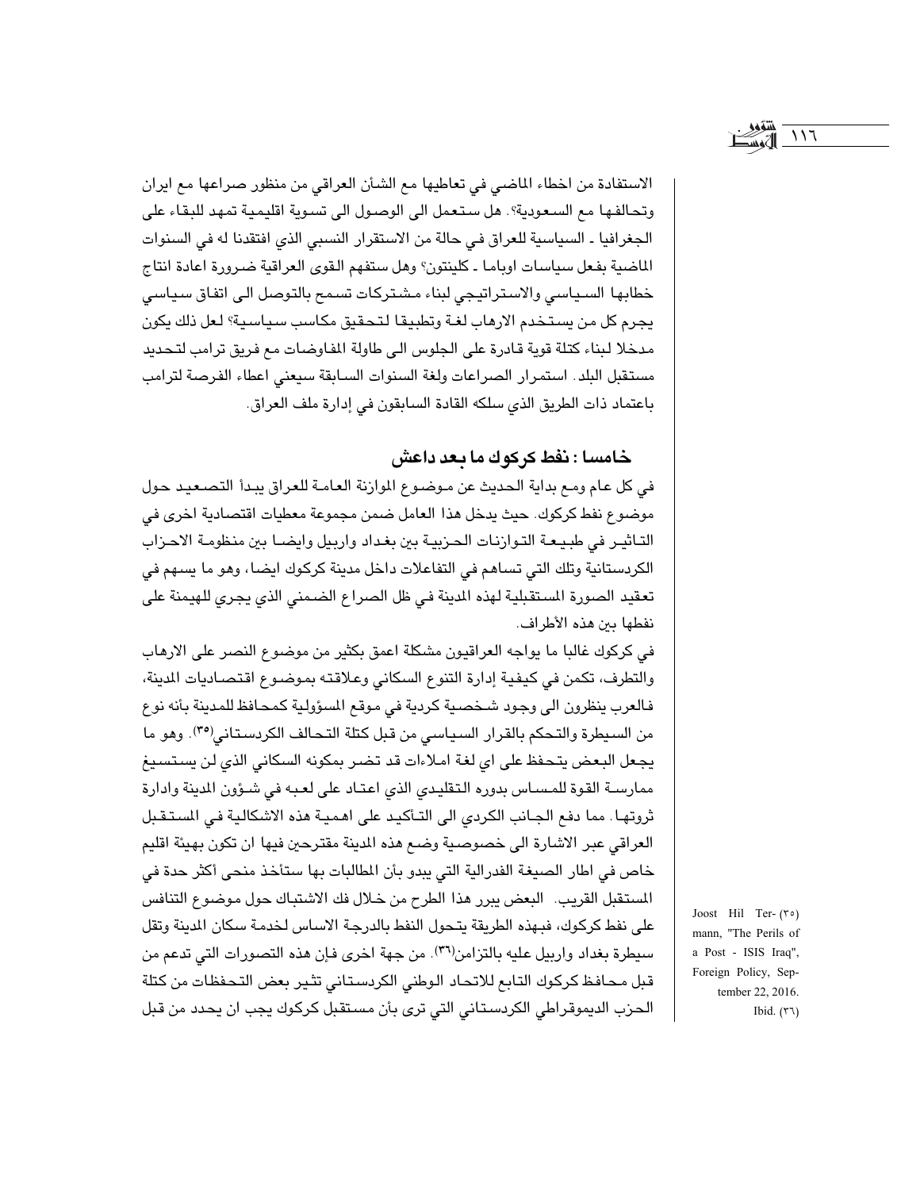الاستفادة من اخطاء الماضي في تعاطيها مع الشأن العراقي من منظور صراعها مع ايران وتحالفها مع السعودية؟. هل ستعمل الى الوصول الى تسوية اقليمية تمهد للبقاء على الجغرافيا ـ السياسية للعراق في حالة من الاستقرار النسبي الذي افتقدنا له في السنوات الماضية بفعل سياسات اوباما ـ كلينتون؟ وهل ستفهم القوى العراقية ضرورة اعادة انتاج خطابها السياسي والاستراتيجي لبناء مشتركات تسمح بالتوصل الى اتفاق سياسي يجرم كل من يستخدم الارهاب لغة وتطبيقا لتحقيق مكاسب سياسية؟ لعل ذلك يكون مدخلا لبناء كتلة قوية قادرة على الجلوس الى طاولة المفاوضات مع فريق ترامب لتحديد مستقبل البلد. استمرار الصراعات ولغة السنوات السابقة سيعني اعطاء الفرصة لترامب باعتماد ذات الطريق الذي سلكه القادة السابقون في إدارة ملف العراق.

## خامسا : نفط كركوك ما بعد داعش

في كل عام ومع بداية الحديث عن موضوع الموازنة العامة للعراق يبدأ التصعيد حول موضوع نفط كركوك. حيث يدخل هذا العامل ضمن مجموعة معطيات اقتصادية اخرى في التاثير في طبيعة التوازنات الحزبية بين بغداد واربيل وايضا بين منظومة الاحزاب الكردستانية وتلك التي تساهم في التفاعلات داخل مدينة كركوك ايضا، وهو ما يسهم في تعقيد الصورة المستقبلية لهذه المدينة في ظل الصراع الضمني الذي يجري للهيمنة على نفطها بين هذه الأطراف.

في كركوك غالبا ما يواجه العراقيون مشكلة اعمق بكثير من موضوع النصر على الارهاب والتطرف، تكمن في كيفية إدارة التنوع السكاني وعلاقته بموضوع اقتصاديات المدينة، فالعرب ينظرون الى وجود شخصية كردية في موقع المسؤولية كمحافظ للمدينة بأنه نوع من السيطرة والتحكم بالقرار السياسي من قبل كتلة التحالف الكردستاني[٣٥]. وهو ما يجعل البعض يتحفظ على اي لغة املاءات قد تضر بمكونه السكاني الذي لن يستسيغ ممارسة القوة للمساس بدوره التقليدي الذي اعتاد على لعبه في شؤون المدينة وادارة ثروتها. مما دفع الجانب الكردي الى التأكيد على اهمية هذه الاشكالية في المستقبل العراقي عبر الاشارة الى خصوصية وضع هذه المدينة مقترحين فيها ان تكون بهيئة اقليم خاص في اطار الصيغة الفدرالية التي يبدو بأن المطالبات بها ستأخذ منحى أكثر حدة في المستقبل القريب. البعض يبرر هذا الطرح من خلال فك الاشتباك حول موضوع التنافس على نفط كركوك، فبهذه الطريقة يتحول النفط بالدرجة الاساس لخدمة سكان المدينة وتقل سيطرة بغداد واربيل عليه بالتزامن[٣٦]. من جهة اخرى فإن هذه التصورات التي تدعم من قبل محافظ كركوك التابع للاتحاد الوطني الكردستاني تثير بعض التحفظات من كتلة الحزب الديموقراطي الكردستاني التي ترى بأن مستقبل كركوك يجب ان يحدد من قبل

(٣٥) Joost Hil Ter-mann, "The Perils of a Post - ISIS Iraq", Foreign Policy, September 22, 2016.

(٣٦) Ibid.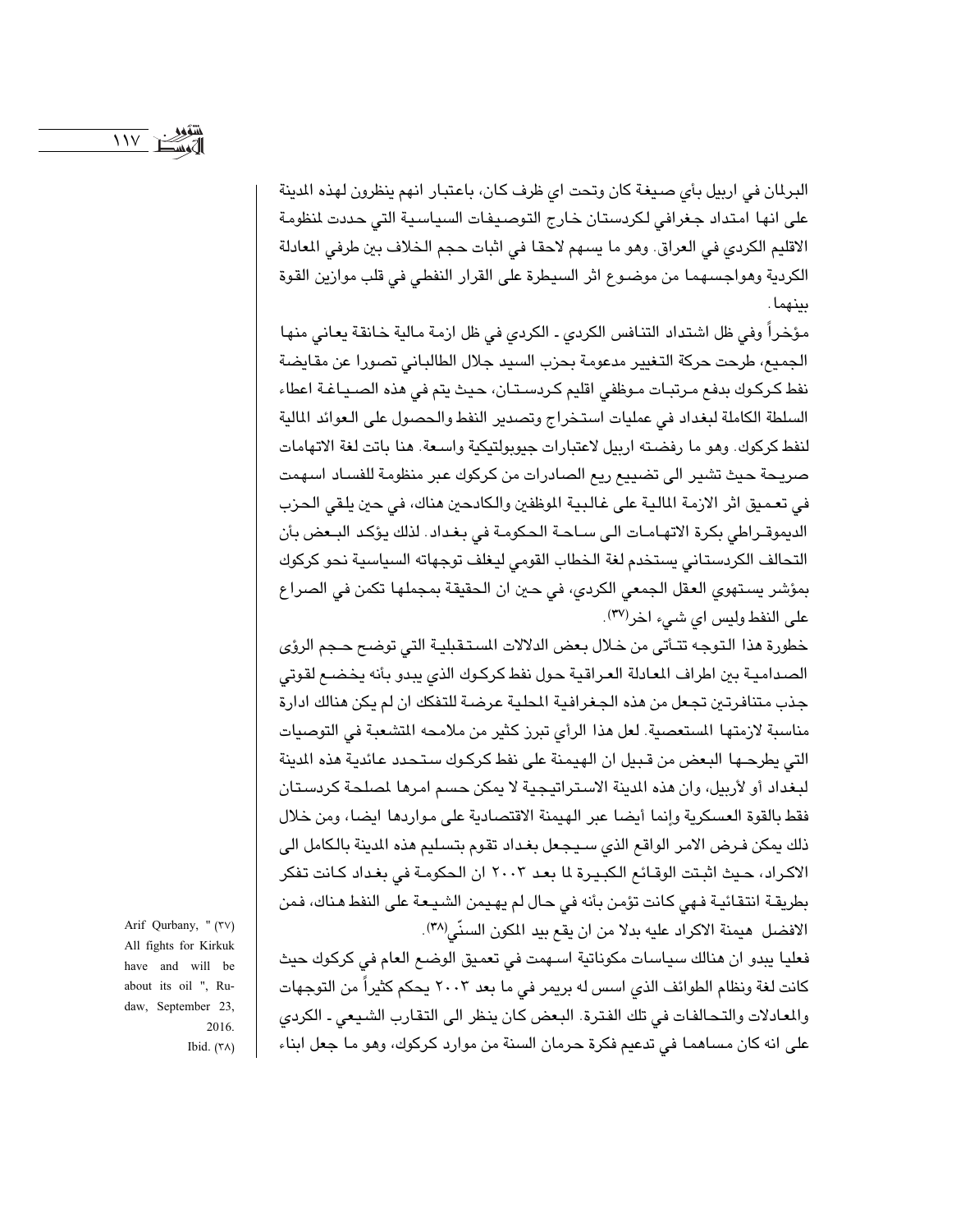البرلمان في اربيل بأي صيغة كان وتحت اي ظرف كان، باعتبار انهم ينظرون لهذه المدينة على انها امتداد جغرافي لكردستان خارج التوصيفات السياسية التي حددت لمنظومة الاقليم الكردي في العراق. وهو ما يسهم لاحقا في اثبات حجم الخلاف بين طرفي المعادلة الكردية وهواجسهما من موضوع اثر السيطرة على القرار النفطي في قلب موازين القوة بينهما.

مؤخراً وفي ظل اشتداد التنافس الكردي ـ الكردي في ظل ازمة مالية خانقة يعاني منها الجميع، طرحت حركة التغيير مدعومة بحزب السيد جلال الطالباني تصورا عن مقايضة نفط كركوك بدفع مرتبات موظفي اقليم كردستان، حيث يتم في هذه الصياغة اعطاء السلطة الكاملة لبغداد في عمليات استخراج وتصدير النفط والحصول على العوائد المالية لنفط كركوك. وهو ما رفضته اربيل لاعتبارات جيوبولتيكية واسعة. هنا باتت لغة الاتهامات صريحة حيث تشير الى تضييع ريع الصادرات من كركوك عبر منظومة للفساد اسهمت في تعميق اثر الازمة المالية على غالبية الموظفين والكادحين هناك، في حين يلقي الحزب الديموقراطي بكرة الاتهامات الى ساحة الحكومة في بغداد. لذلك يؤكد البعض بأن التحالف الكردستاني يستخدم لغة الخطاب القومي ليغلف توجهاته السياسية نحو كركوك بمؤشر يستهوي العقل الجمعي الكردي، في حين ان الحقيقة بمجملها تكمن في الصراع على النفط وليس اي شيء اخر[37].

خطورة هذا التوجه تتأتى من خلال بعض الدلالات المستقبلية التي توضح حجم الرؤى الصدامية بين اطراف المعادلة العراقية حول نفط كركوك الذي يبدو بأنه يخضع لقوتي جذب متنافرتين تجعل من هذه الجغرافية المحلية عرضة للتفكك ان لم يكن هنالك ادارة مناسبة لازمتها المستعصية. لعل هذا الرأي تبرز كثير من ملامحه المتشعبة في التوصيات التي يطرحها البعض من قبيل ان الهيمنة على نفط كركوك ستحدد عائدية هذه المدينة لبغداد أو لأربيل، وان هذه المدينة الاستراتيجية لا يمكن حسم امرها لمصلحة كردستان فقط بالقوة العسكرية وإنما أيضا عبر الهيمنة الاقتصادية على مواردها ايضا، ومن خلال ذلك يمكن فرض الامر الواقع الذي سيجعل بغداد تقوم بتسليم هذه المدينة بالكامل الى الاكراد، حيث اثبتت الوقائع الكبيرة لما بعد ٢٠٠٣ ان الحكومة في بغداد كانت تفكر بطريقة انتقائية فهي كانت تؤمن بأنه في حال لم يهيمن الشيعة على النفط هناك، فمن الافضل هيمنة الاكراد عليه بدلا من ان يقع بيد المكون السنّي[38].

فعليا يبدو ان هنالك سياسات مكوناتية اسهمت في تعميق الوضع العام في كركوك حيث كانت لغة ونظام الطوائف الذي اسس له بريمر في ما بعد ٢٠٠٣ يحكم كثيراً من التوجهات والمعادلات والتحالفات في تلك الفترة. البعض كان ينظر الى التقارب الشيعي ـ الكردي على انه كان مساهما في تدعيم فكرة حرمان السنة من موارد كركوك، وهو ما جعل ابناء

---

(37) Arif Qurbany, " All fights for Kirkuk have and will be about its oil ", Rudaw, September 23, 2016.

(38) Ibid.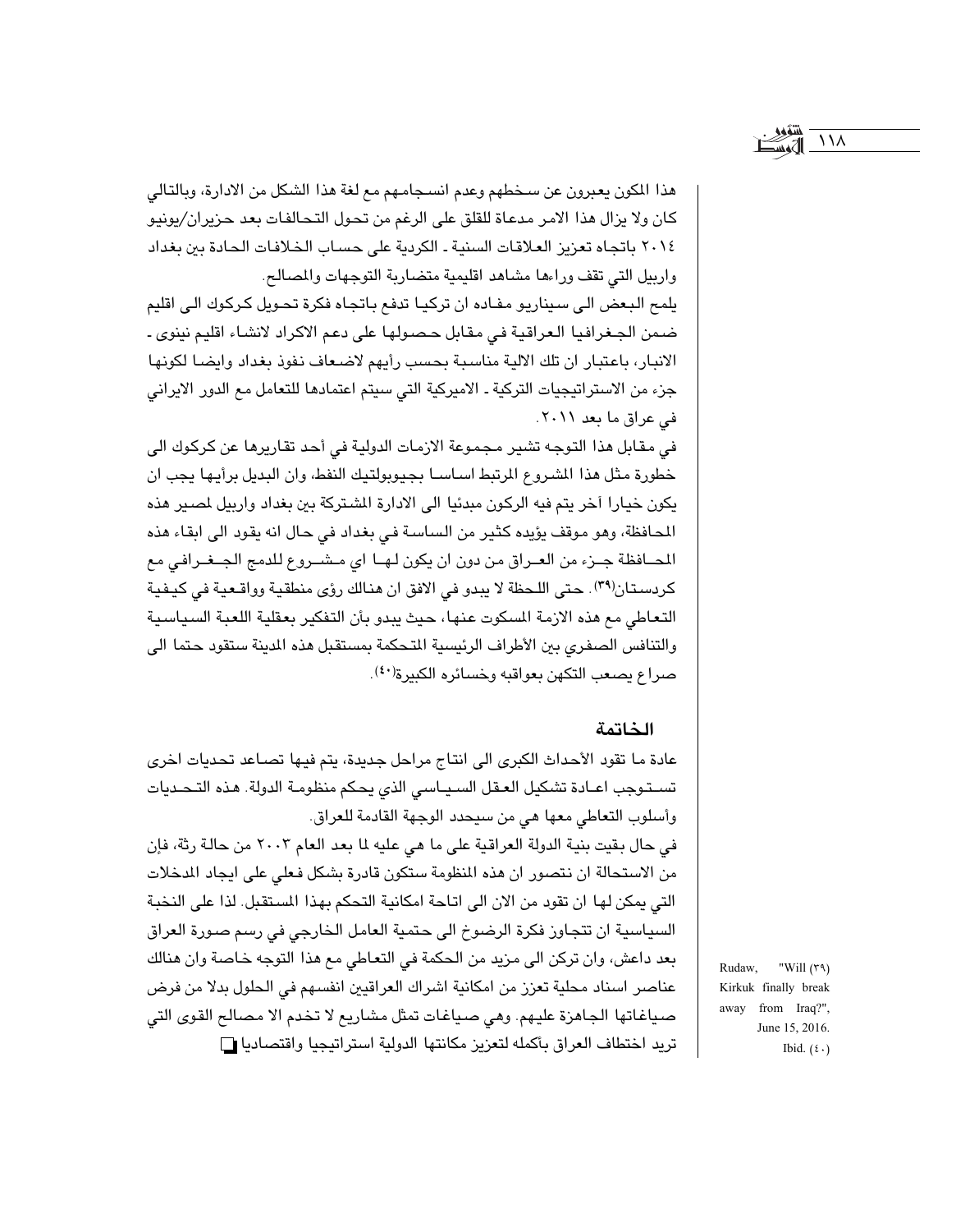هذا المكون يعبرون عن سخطهم وعدم انسجامهم مع لغة هذا الشكل من الادارة، وبالتالي كان ولا يزال هذا الامر مدعاة للقلق على الرغم من تحول التحالفات بعد حزيران/يونيو ٢٠١٤ باتجاه تعزيز العلاقات السنية ـ الكردية على حساب الخلافات الحادة بين بغداد واربيل التي تقف وراءها مشاهد اقليمية متضاربة التوجهات والمصالح.

يلمح البعض الى سيناريو مفاده ان تركيا تدفع باتجاه فكرة تحويل كركوك الى اقليم ضمن الجغرافيا العراقية في مقابل حصولها على دعم الاكراد لانشاء اقليم نينوى ـ الانبار، باعتبار ان تلك الالية مناسبة بحسب رأيهم لاضعاف نفوذ بغداد وايضا لكونها جزء من الاستراتيجيات التركية ـ الاميركية التي سيتم اعتمادها للتعامل مع الدور الايراني في عراق ما بعد ٢٠١١.

في مقابل هذا التوجه تشير مجموعة الازمات الدولية في أحد تقاريرها عن كركوك الى خطورة مثل هذا المشروع المرتبط اساسا بجيوبولتيك النفط، وان البديل برأيها يجب ان يكون خيارا آخر يتم فيه الركون مبدئيا الى الادارة المشتركة بين بغداد واربيل لمصير هذه المحافظة، وهو موقف يؤيده كثير من الساسة في بغداد في حال انه يقود الى ابقاء هذه المحافظة جزء من العراق من دون ان يكون لها اي مشروع للدمج الجغرافي مع كردستان[٣٩]. حتى اللحظة لا يبدو في الافق ان هنالك رؤى منطقية وواقعية في كيفية التعاطي مع هذه الازمة المسكوت عنها، حيث يبدو بأن التفكير بعقلية اللعبة السياسية والتنافس الصفري بين الأطراف الرئيسية المتحكمة بمستقبل هذه المدينة ستقود حتما الى صراع يصعب التكهن بعواقبه وخسائره الكبيرة[٤٠].

## الخاتمة

عادة ما تقود الأحداث الكبرى الى انتاج مراحل جديدة، يتم فيها تصاعد تحديات اخرى تستوجب اعادة تشكيل العقل السياسي الذي يحكم منظومة الدولة. هذه التحديات وأسلوب التعاطي معها هي من سيحدد الوجهة القادمة للعراق.

في حال بقيت بنية الدولة العراقية على ما هي عليه لما بعد العام ٢٠٠٣ من حالة رثة، فإن من الاستحالة ان نتصور ان هذه المنظومة ستكون قادرة بشكل فعلي على ايجاد المدخلات التي يمكن لها ان تقود من الان الى اتاحة امكانية التحكم بهذا المستقبل. لذا على النخبة السياسية ان تتجاوز فكرة الرضوخ الى حتمية العامل الخارجي في رسم صورة العراق بعد داعش، وان تركن الى مزيد من الحكمة في التعاطي مع هذا التوجه خاصة وان هنالك عناصر اسناد محلية تعزز من امكانية اشراك العراقيين انفسهم في الحلول بدلا من فرض صياغاتها الجاهزة عليهم. وهي صياغات تمثل مشاريع لا تخدم الا مصالح القوى التي تريد اختطاف العراق بأكمله لتعزيز مكانتها الدولية استراتيجيا واقتصاديا ■

(٣٩) Rudaw, "Will Kirkuk finally break away from Iraq?", June 15, 2016.

(٤٠) Ibid.